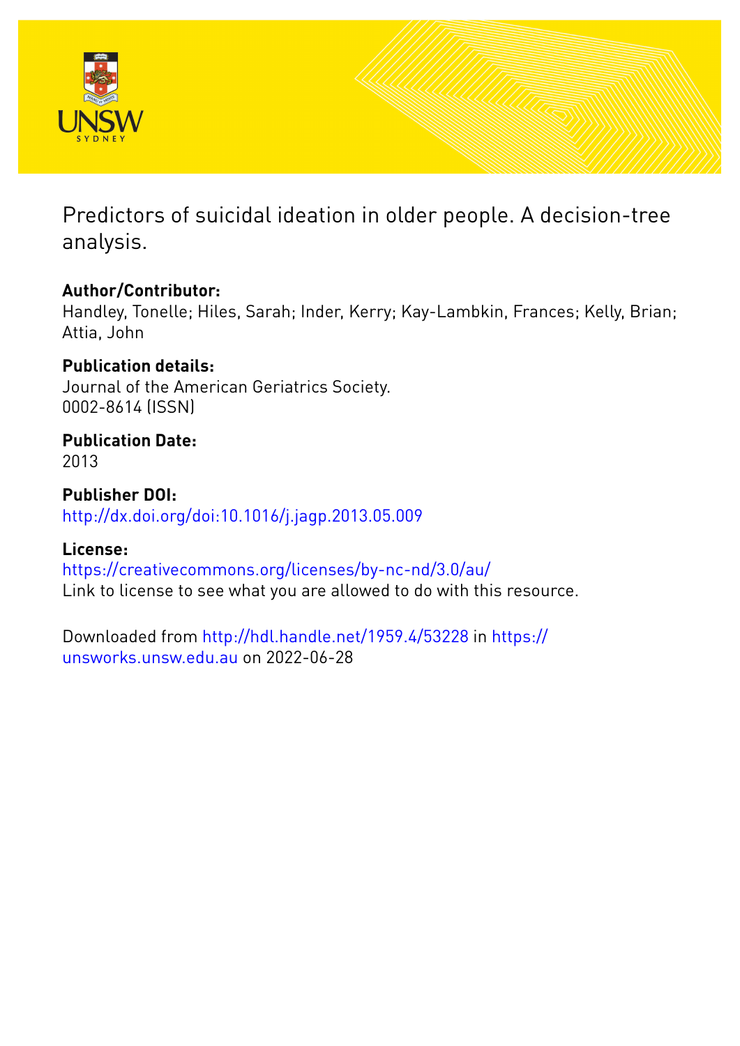# Predictors of suicidal ideation in older people. A decision-tree analysis.

**Author/Contributor:**
Handley, Tonelle; Hiles, Sarah; Inder, Kerry; Kay-Lambkin, Frances; Kelly, Brian; Attia, John

**Publication details:**
Journal of the American Geriatrics Society.
0002-8614 (ISSN)

**Publication Date:**
2013

**Publisher DOI:**
http://dx.doi.org/doi:10.1016/j.jagp.2013.05.009

**License:**
https://creativecommons.org/licenses/by-nc-nd/3.0/au/
Link to license to see what you are allowed to do with this resource.

Downloaded from http://hdl.handle.net/1959.4/53228 in https://unsworks.unsw.edu.au on 2022-06-28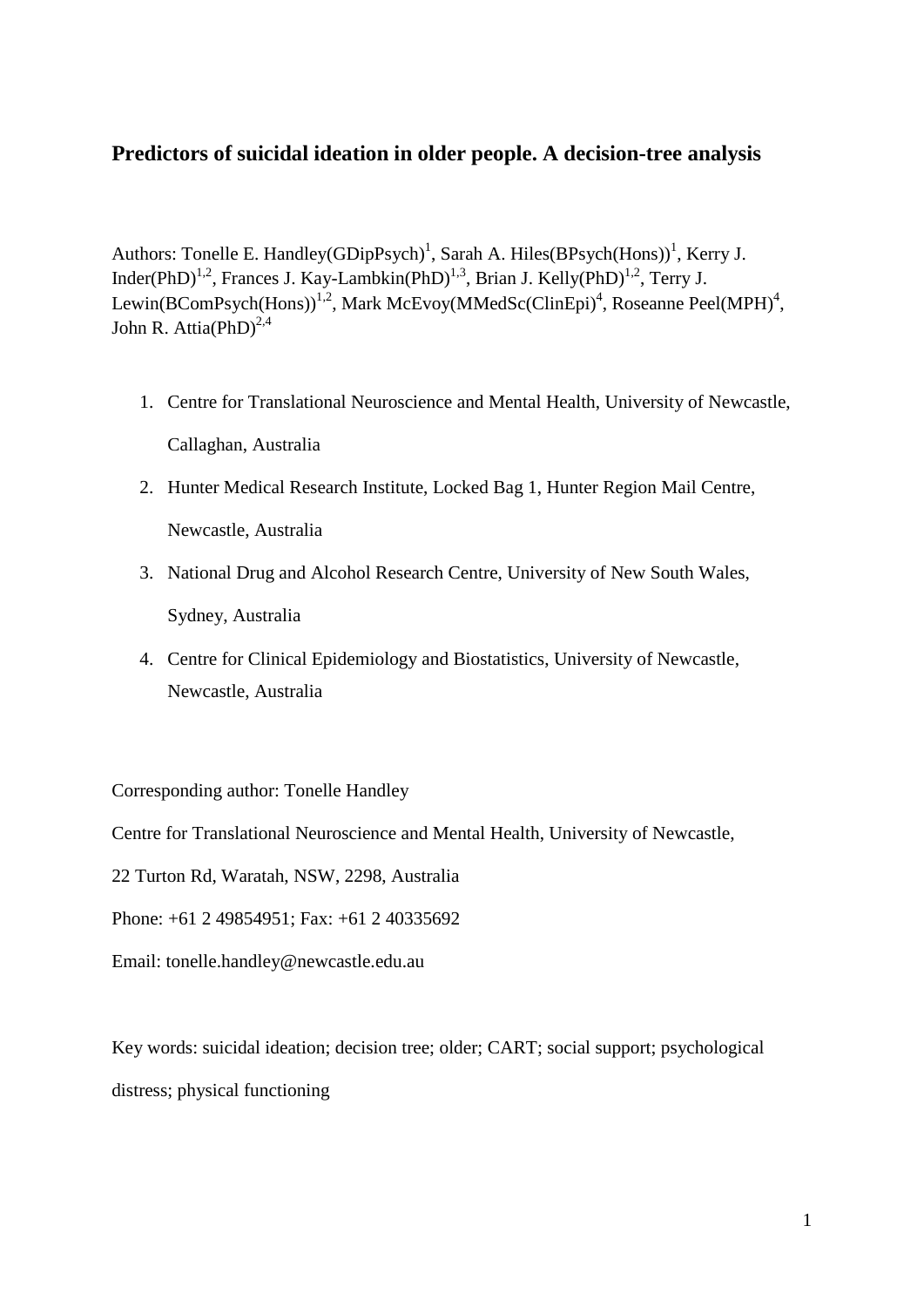# Predictors of suicidal ideation in older people. A decision-tree analysis

Authors: Tonelle E. Handley(GDipPsych)[1], Sarah A. Hiles(BPsych(Hons))[1], Kerry J. Inder(PhD)[1,2], Frances J. Kay-Lambkin(PhD)[1,3], Brian J. Kelly(PhD)[1,2], Terry J. Lewin(BComPsych(Hons))[1,2], Mark McEvoy(MMedSc(ClinEpi)[4], Roseanne Peel(MPH)[4], John R. Attia(PhD)[2,4]

1. Centre for Translational Neuroscience and Mental Health, University of Newcastle, Callaghan, Australia
2. Hunter Medical Research Institute, Locked Bag 1, Hunter Region Mail Centre, Newcastle, Australia
3. National Drug and Alcohol Research Centre, University of New South Wales, Sydney, Australia
4. Centre for Clinical Epidemiology and Biostatistics, University of Newcastle, Newcastle, Australia

Corresponding author: Tonelle Handley

Centre for Translational Neuroscience and Mental Health, University of Newcastle,

22 Turton Rd, Waratah, NSW, 2298, Australia

Phone: +61 2 49854951; Fax: +61 2 40335692

Email: tonelle.handley@newcastle.edu.au

Key words: suicidal ideation; decision tree; older; CART; social support; psychological distress; physical functioning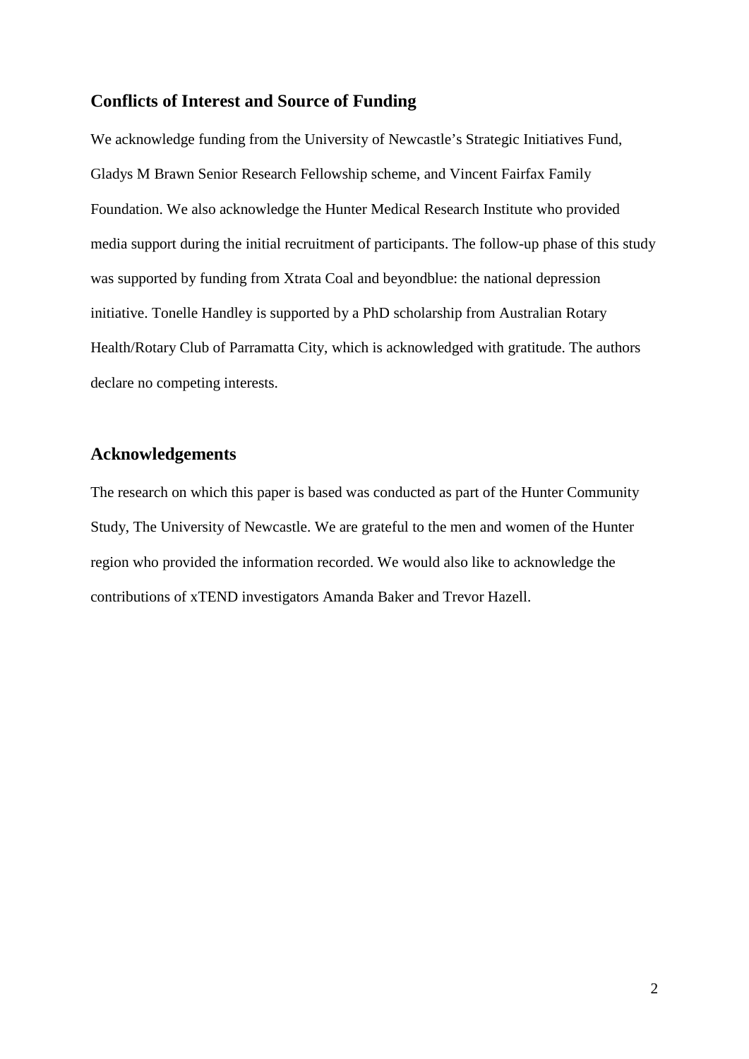## Conflicts of Interest and Source of Funding

We acknowledge funding from the University of Newcastle's Strategic Initiatives Fund, Gladys M Brawn Senior Research Fellowship scheme, and Vincent Fairfax Family Foundation. We also acknowledge the Hunter Medical Research Institute who provided media support during the initial recruitment of participants. The follow-up phase of this study was supported by funding from Xtrata Coal and beyondblue: the national depression initiative. Tonelle Handley is supported by a PhD scholarship from Australian Rotary Health/Rotary Club of Parramatta City, which is acknowledged with gratitude. The authors declare no competing interests.

## Acknowledgements

The research on which this paper is based was conducted as part of the Hunter Community Study, The University of Newcastle. We are grateful to the men and women of the Hunter region who provided the information recorded. We would also like to acknowledge the contributions of xTEND investigators Amanda Baker and Trevor Hazell.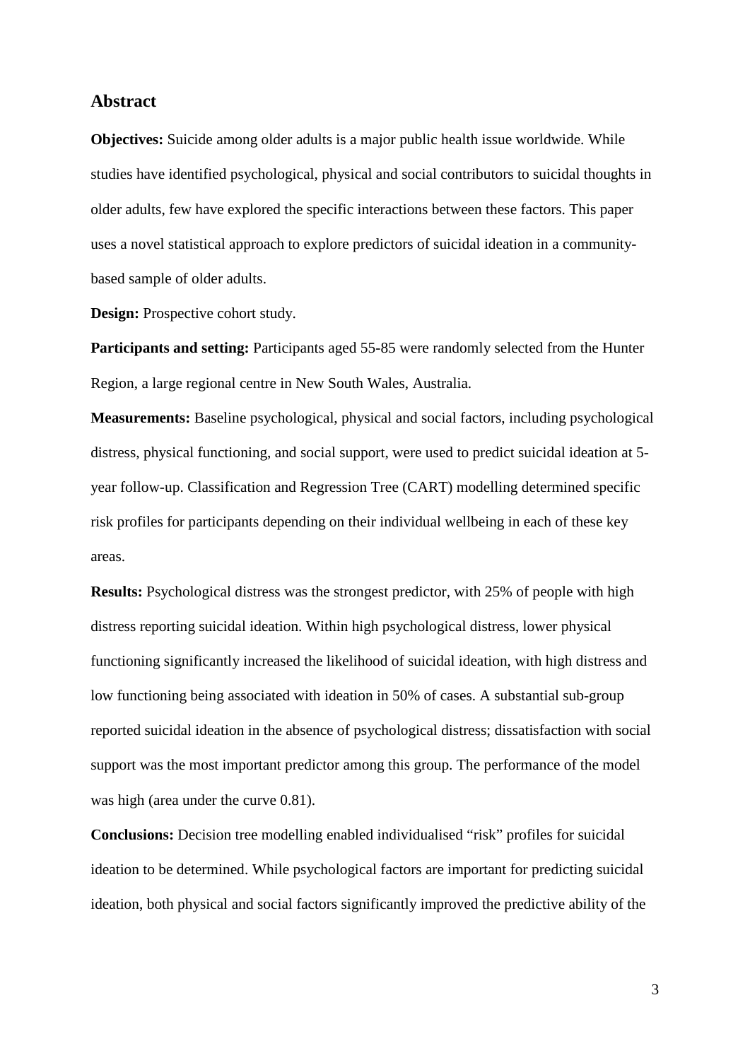## Abstract

**Objectives:** Suicide among older adults is a major public health issue worldwide. While studies have identified psychological, physical and social contributors to suicidal thoughts in older adults, few have explored the specific interactions between these factors. This paper uses a novel statistical approach to explore predictors of suicidal ideation in a community-based sample of older adults.

**Design:** Prospective cohort study.

**Participants and setting:** Participants aged 55-85 were randomly selected from the Hunter Region, a large regional centre in New South Wales, Australia.

**Measurements:** Baseline psychological, physical and social factors, including psychological distress, physical functioning, and social support, were used to predict suicidal ideation at 5-year follow-up. Classification and Regression Tree (CART) modelling determined specific risk profiles for participants depending on their individual wellbeing in each of these key areas.

**Results:** Psychological distress was the strongest predictor, with 25% of people with high distress reporting suicidal ideation. Within high psychological distress, lower physical functioning significantly increased the likelihood of suicidal ideation, with high distress and low functioning being associated with ideation in 50% of cases. A substantial sub-group reported suicidal ideation in the absence of psychological distress; dissatisfaction with social support was the most important predictor among this group. The performance of the model was high (area under the curve 0.81).

**Conclusions:** Decision tree modelling enabled individualised "risk" profiles for suicidal ideation to be determined. While psychological factors are important for predicting suicidal ideation, both physical and social factors significantly improved the predictive ability of the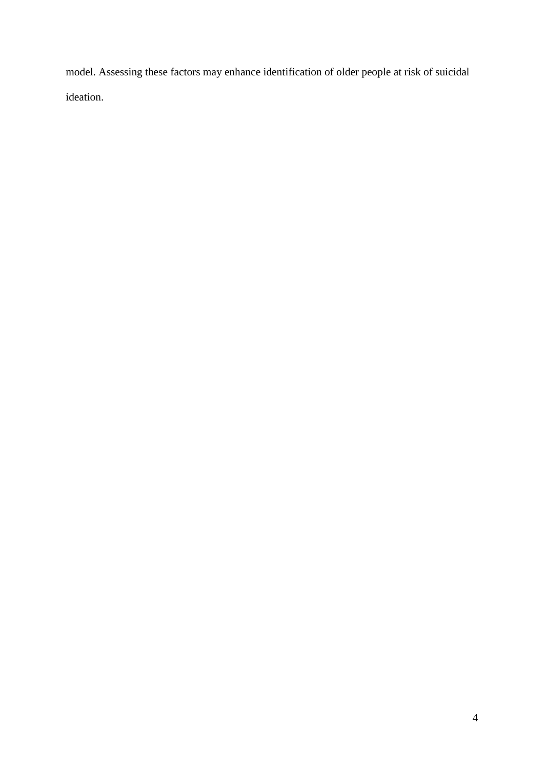model. Assessing these factors may enhance identification of older people at risk of suicidal ideation.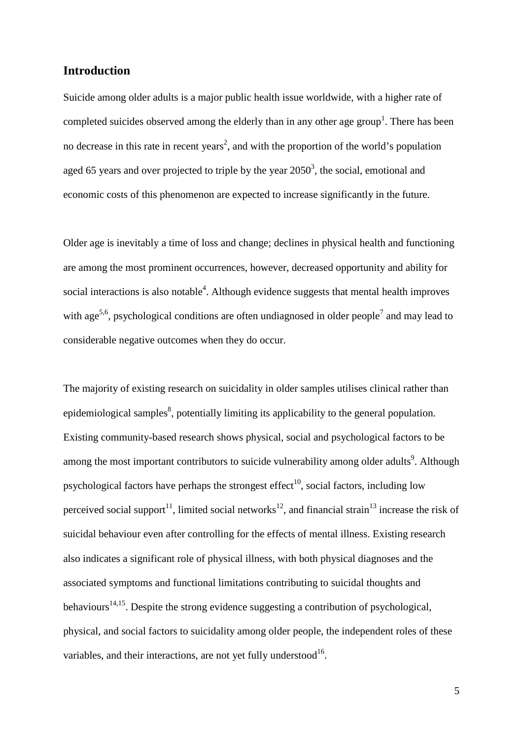## Introduction

Suicide among older adults is a major public health issue worldwide, with a higher rate of completed suicides observed among the elderly than in any other age group[1]. There has been no decrease in this rate in recent years[2], and with the proportion of the world's population aged 65 years and over projected to triple by the year 2050[3], the social, emotional and economic costs of this phenomenon are expected to increase significantly in the future.

Older age is inevitably a time of loss and change; declines in physical health and functioning are among the most prominent occurrences, however, decreased opportunity and ability for social interactions is also notable[4]. Although evidence suggests that mental health improves with age[5,6], psychological conditions are often undiagnosed in older people[7] and may lead to considerable negative outcomes when they do occur.

The majority of existing research on suicidality in older samples utilises clinical rather than epidemiological samples[8], potentially limiting its applicability to the general population. Existing community-based research shows physical, social and psychological factors to be among the most important contributors to suicide vulnerability among older adults[9]. Although psychological factors have perhaps the strongest effect[10], social factors, including low perceived social support[11], limited social networks[12], and financial strain[13] increase the risk of suicidal behaviour even after controlling for the effects of mental illness. Existing research also indicates a significant role of physical illness, with both physical diagnoses and the associated symptoms and functional limitations contributing to suicidal thoughts and behaviours[14,15]. Despite the strong evidence suggesting a contribution of psychological, physical, and social factors to suicidality among older people, the independent roles of these variables, and their interactions, are not yet fully understood[16].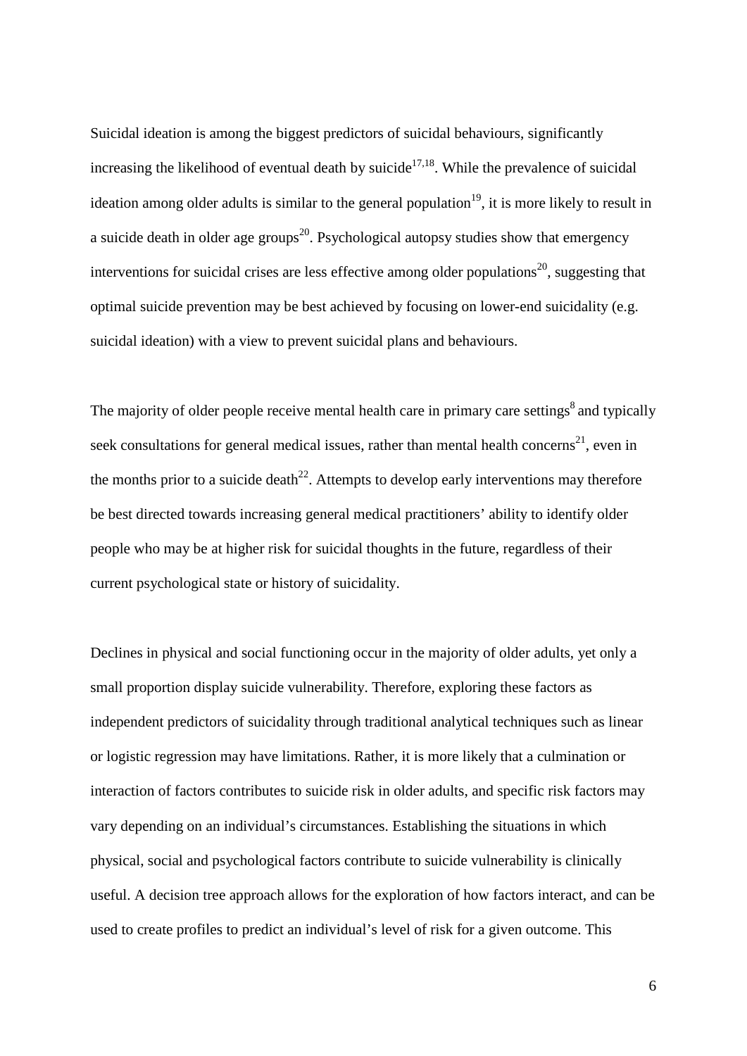Suicidal ideation is among the biggest predictors of suicidal behaviours, significantly increasing the likelihood of eventual death by suicide[17,18]. While the prevalence of suicidal ideation among older adults is similar to the general population[19], it is more likely to result in a suicide death in older age groups[20]. Psychological autopsy studies show that emergency interventions for suicidal crises are less effective among older populations[20], suggesting that optimal suicide prevention may be best achieved by focusing on lower-end suicidality (e.g. suicidal ideation) with a view to prevent suicidal plans and behaviours.

The majority of older people receive mental health care in primary care settings[8] and typically seek consultations for general medical issues, rather than mental health concerns[21], even in the months prior to a suicide death[22]. Attempts to develop early interventions may therefore be best directed towards increasing general medical practitioners' ability to identify older people who may be at higher risk for suicidal thoughts in the future, regardless of their current psychological state or history of suicidality.

Declines in physical and social functioning occur in the majority of older adults, yet only a small proportion display suicide vulnerability. Therefore, exploring these factors as independent predictors of suicidality through traditional analytical techniques such as linear or logistic regression may have limitations. Rather, it is more likely that a culmination or interaction of factors contributes to suicide risk in older adults, and specific risk factors may vary depending on an individual's circumstances. Establishing the situations in which physical, social and psychological factors contribute to suicide vulnerability is clinically useful. A decision tree approach allows for the exploration of how factors interact, and can be used to create profiles to predict an individual's level of risk for a given outcome. This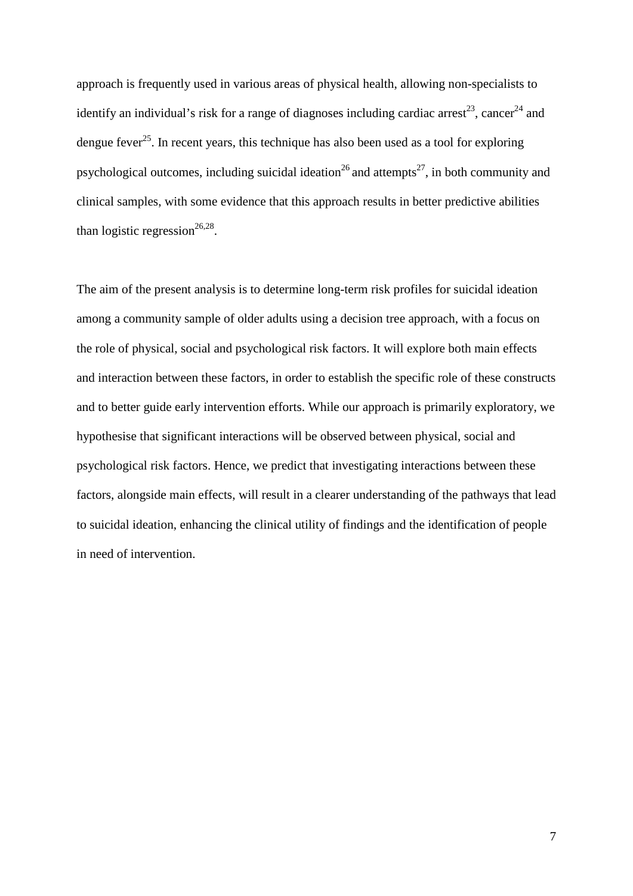approach is frequently used in various areas of physical health, allowing non-specialists to identify an individual's risk for a range of diagnoses including cardiac arrest[23], cancer[24] and dengue fever[25]. In recent years, this technique has also been used as a tool for exploring psychological outcomes, including suicidal ideation[26] and attempts[27], in both community and clinical samples, with some evidence that this approach results in better predictive abilities than logistic regression[26,28].

The aim of the present analysis is to determine long-term risk profiles for suicidal ideation among a community sample of older adults using a decision tree approach, with a focus on the role of physical, social and psychological risk factors. It will explore both main effects and interaction between these factors, in order to establish the specific role of these constructs and to better guide early intervention efforts. While our approach is primarily exploratory, we hypothesise that significant interactions will be observed between physical, social and psychological risk factors. Hence, we predict that investigating interactions between these factors, alongside main effects, will result in a clearer understanding of the pathways that lead to suicidal ideation, enhancing the clinical utility of findings and the identification of people in need of intervention.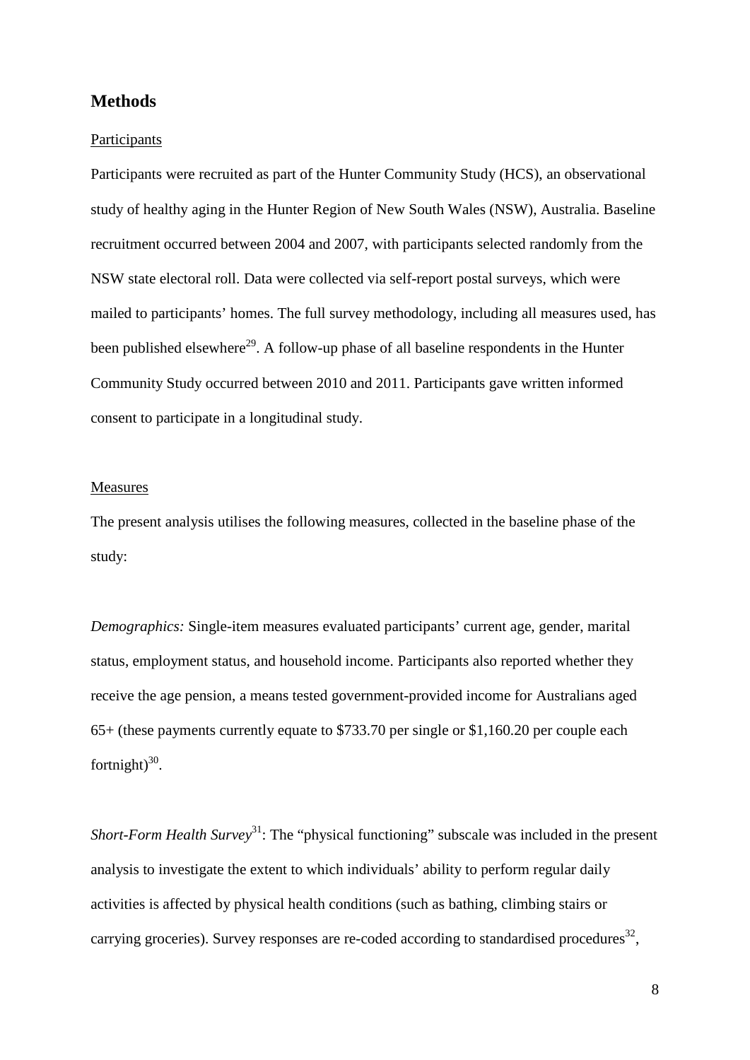## Methods

### Participants

Participants were recruited as part of the Hunter Community Study (HCS), an observational study of healthy aging in the Hunter Region of New South Wales (NSW), Australia. Baseline recruitment occurred between 2004 and 2007, with participants selected randomly from the NSW state electoral roll. Data were collected via self-report postal surveys, which were mailed to participants' homes. The full survey methodology, including all measures used, has been published elsewhere[29]. A follow-up phase of all baseline respondents in the Hunter Community Study occurred between 2010 and 2011. Participants gave written informed consent to participate in a longitudinal study.

### Measures

The present analysis utilises the following measures, collected in the baseline phase of the study:

*Demographics:* Single-item measures evaluated participants' current age, gender, marital status, employment status, and household income. Participants also reported whether they receive the age pension, a means tested government-provided income for Australians aged 65+ (these payments currently equate to $733.70 per single or $1,160.20 per couple each fortnight)[30].

*Short-Form Health Survey*[31]: The "physical functioning" subscale was included in the present analysis to investigate the extent to which individuals' ability to perform regular daily activities is affected by physical health conditions (such as bathing, climbing stairs or carrying groceries). Survey responses are re-coded according to standardised procedures[32],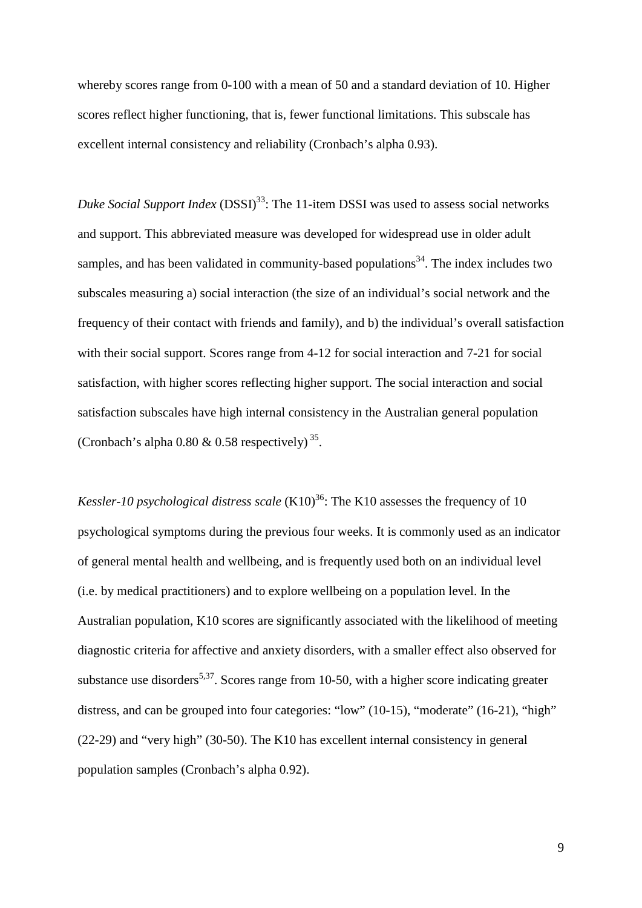whereby scores range from 0-100 with a mean of 50 and a standard deviation of 10. Higher scores reflect higher functioning, that is, fewer functional limitations. This subscale has excellent internal consistency and reliability (Cronbach's alpha 0.93).

*Duke Social Support Index* (DSSI)[33]: The 11-item DSSI was used to assess social networks and support. This abbreviated measure was developed for widespread use in older adult samples, and has been validated in community-based populations[34]. The index includes two subscales measuring a) social interaction (the size of an individual's social network and the frequency of their contact with friends and family), and b) the individual's overall satisfaction with their social support. Scores range from 4-12 for social interaction and 7-21 for social satisfaction, with higher scores reflecting higher support. The social interaction and social satisfaction subscales have high internal consistency in the Australian general population (Cronbach's alpha 0.80 & 0.58 respectively) [35].

*Kessler-10 psychological distress scale* (K10)[36]: The K10 assesses the frequency of 10 psychological symptoms during the previous four weeks. It is commonly used as an indicator of general mental health and wellbeing, and is frequently used both on an individual level (i.e. by medical practitioners) and to explore wellbeing on a population level. In the Australian population, K10 scores are significantly associated with the likelihood of meeting diagnostic criteria for affective and anxiety disorders, with a smaller effect also observed for substance use disorders[5,37]. Scores range from 10-50, with a higher score indicating greater distress, and can be grouped into four categories: "low" (10-15), "moderate" (16-21), "high" (22-29) and "very high" (30-50). The K10 has excellent internal consistency in general population samples (Cronbach's alpha 0.92).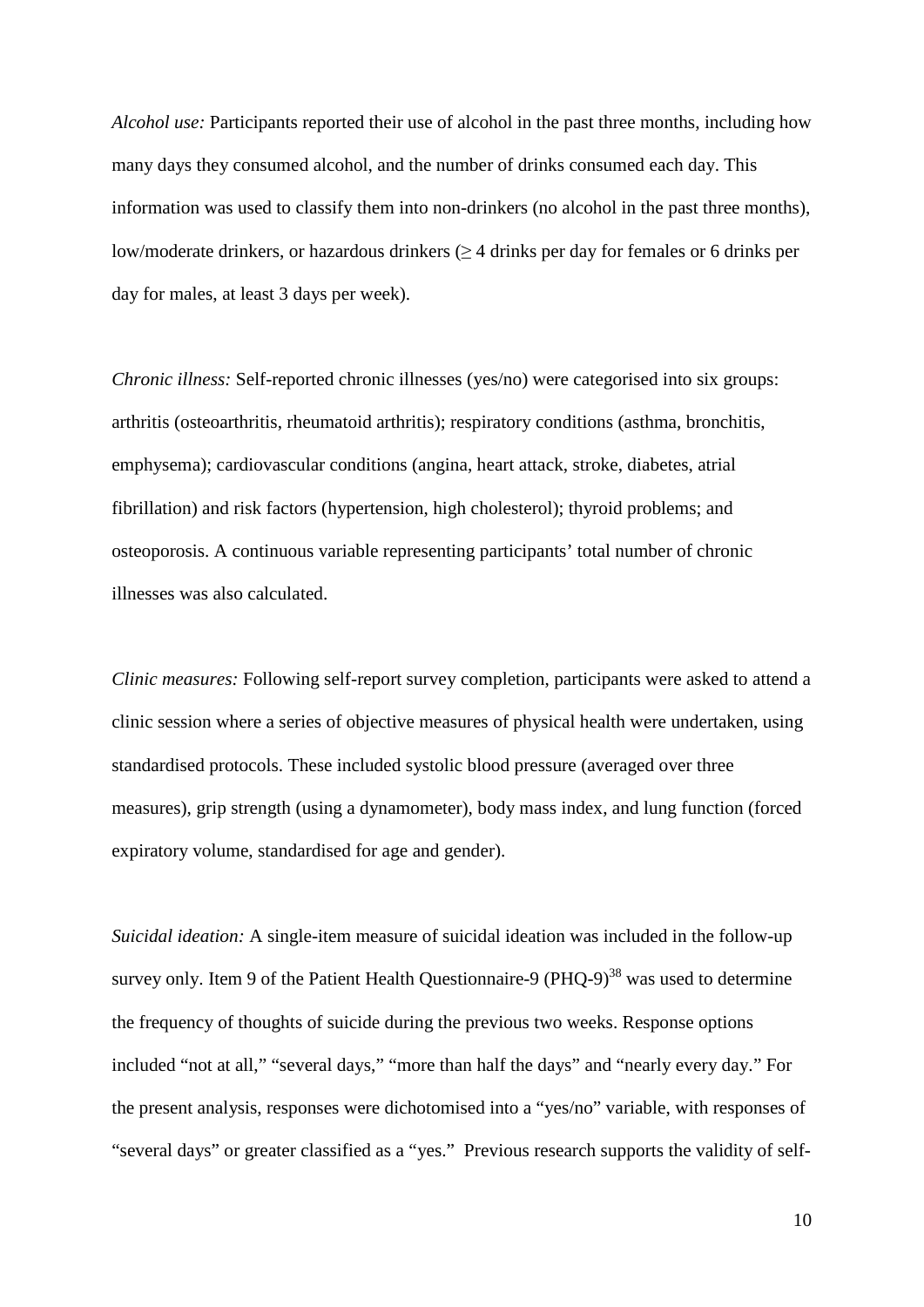*Alcohol use:* Participants reported their use of alcohol in the past three months, including how many days they consumed alcohol, and the number of drinks consumed each day. This information was used to classify them into non-drinkers (no alcohol in the past three months), low/moderate drinkers, or hazardous drinkers ($\geq$ 4 drinks per day for females or 6 drinks per day for males, at least 3 days per week).

*Chronic illness:* Self-reported chronic illnesses (yes/no) were categorised into six groups: arthritis (osteoarthritis, rheumatoid arthritis); respiratory conditions (asthma, bronchitis, emphysema); cardiovascular conditions (angina, heart attack, stroke, diabetes, atrial fibrillation) and risk factors (hypertension, high cholesterol); thyroid problems; and osteoporosis. A continuous variable representing participants' total number of chronic illnesses was also calculated.

*Clinic measures:* Following self-report survey completion, participants were asked to attend a clinic session where a series of objective measures of physical health were undertaken, using standardised protocols. These included systolic blood pressure (averaged over three measures), grip strength (using a dynamometer), body mass index, and lung function (forced expiratory volume, standardised for age and gender).

*Suicidal ideation:* A single-item measure of suicidal ideation was included in the follow-up survey only. Item 9 of the Patient Health Questionnaire-9 (PHQ-9)[38] was used to determine the frequency of thoughts of suicide during the previous two weeks. Response options included "not at all," "several days," "more than half the days" and "nearly every day." For the present analysis, responses were dichotomised into a "yes/no" variable, with responses of "several days" or greater classified as a "yes." Previous research supports the validity of self-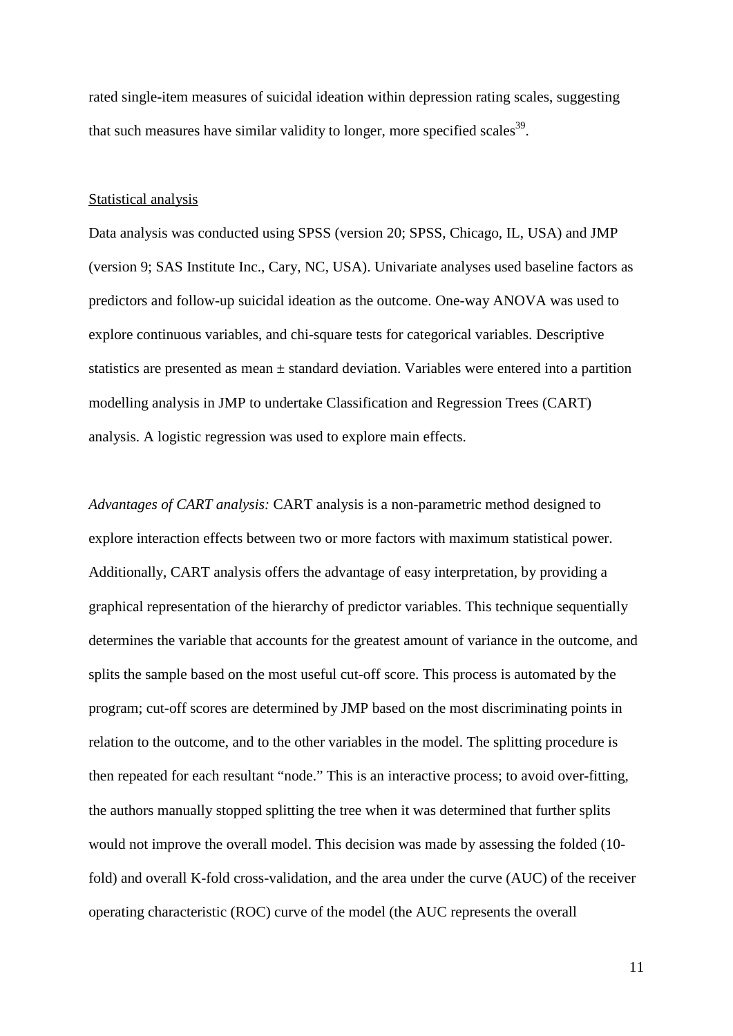rated single-item measures of suicidal ideation within depression rating scales, suggesting that such measures have similar validity to longer, more specified scales[39].

Statistical analysis

Data analysis was conducted using SPSS (version 20; SPSS, Chicago, IL, USA) and JMP (version 9; SAS Institute Inc., Cary, NC, USA). Univariate analyses used baseline factors as predictors and follow-up suicidal ideation as the outcome. One-way ANOVA was used to explore continuous variables, and chi-square tests for categorical variables. Descriptive statistics are presented as mean ± standard deviation. Variables were entered into a partition modelling analysis in JMP to undertake Classification and Regression Trees (CART) analysis. A logistic regression was used to explore main effects.

*Advantages of CART analysis:* CART analysis is a non-parametric method designed to explore interaction effects between two or more factors with maximum statistical power. Additionally, CART analysis offers the advantage of easy interpretation, by providing a graphical representation of the hierarchy of predictor variables. This technique sequentially determines the variable that accounts for the greatest amount of variance in the outcome, and splits the sample based on the most useful cut-off score. This process is automated by the program; cut-off scores are determined by JMP based on the most discriminating points in relation to the outcome, and to the other variables in the model. The splitting procedure is then repeated for each resultant "node." This is an interactive process; to avoid over-fitting, the authors manually stopped splitting the tree when it was determined that further splits would not improve the overall model. This decision was made by assessing the folded (10-fold) and overall K-fold cross-validation, and the area under the curve (AUC) of the receiver operating characteristic (ROC) curve of the model (the AUC represents the overall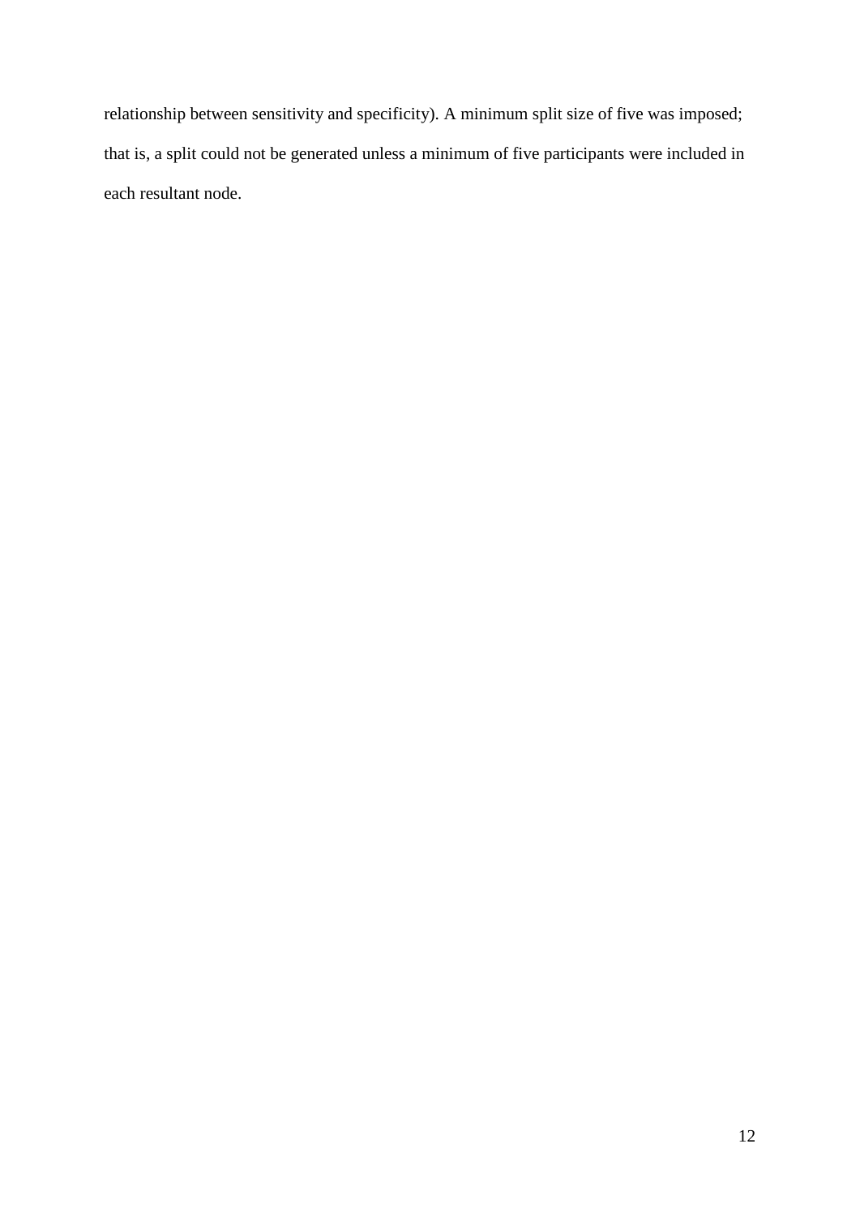relationship between sensitivity and specificity). A minimum split size of five was imposed; that is, a split could not be generated unless a minimum of five participants were included in each resultant node.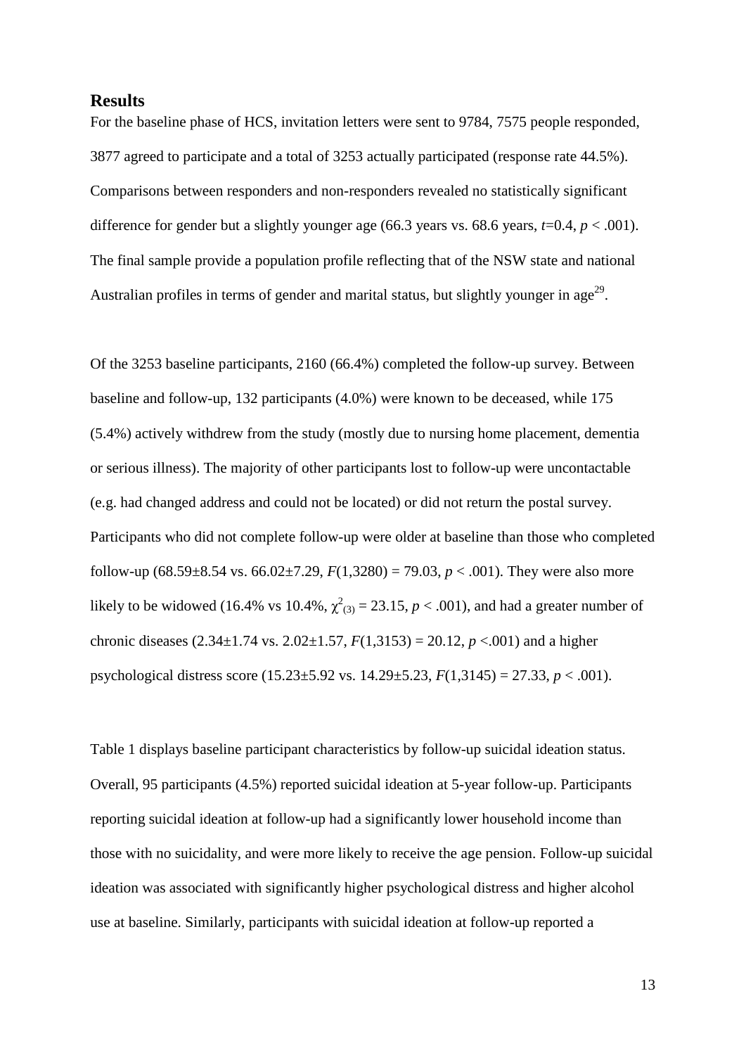## Results

For the baseline phase of HCS, invitation letters were sent to 9784, 7575 people responded, 3877 agreed to participate and a total of 3253 actually participated (response rate 44.5%). Comparisons between responders and non-responders revealed no statistically significant difference for gender but a slightly younger age (66.3 years vs. 68.6 years, $t$=0.4, $p$ < .001). The final sample provide a population profile reflecting that of the NSW state and national Australian profiles in terms of gender and marital status, but slightly younger in age[29].

Of the 3253 baseline participants, 2160 (66.4%) completed the follow-up survey. Between baseline and follow-up, 132 participants (4.0%) were known to be deceased, while 175 (5.4%) actively withdrew from the study (mostly due to nursing home placement, dementia or serious illness). The majority of other participants lost to follow-up were uncontactable (e.g. had changed address and could not be located) or did not return the postal survey. Participants who did not complete follow-up were older at baseline than those who completed follow-up (68.59±8.54 vs. 66.02±7.29, $F(1,3280) = 79.03$, $p < .001$). They were also more likely to be widowed (16.4% vs 10.4%, $\chi^2_{(3)} = 23.15$, $p < .001$), and had a greater number of chronic diseases (2.34±1.74 vs. 2.02±1.57, $F(1,3153) = 20.12$, $p < .001$) and a higher psychological distress score (15.23±5.92 vs. 14.29±5.23, $F(1,3145) = 27.33$, $p < .001$).

Table 1 displays baseline participant characteristics by follow-up suicidal ideation status. Overall, 95 participants (4.5%) reported suicidal ideation at 5-year follow-up. Participants reporting suicidal ideation at follow-up had a significantly lower household income than those with no suicidality, and were more likely to receive the age pension. Follow-up suicidal ideation was associated with significantly higher psychological distress and higher alcohol use at baseline. Similarly, participants with suicidal ideation at follow-up reported a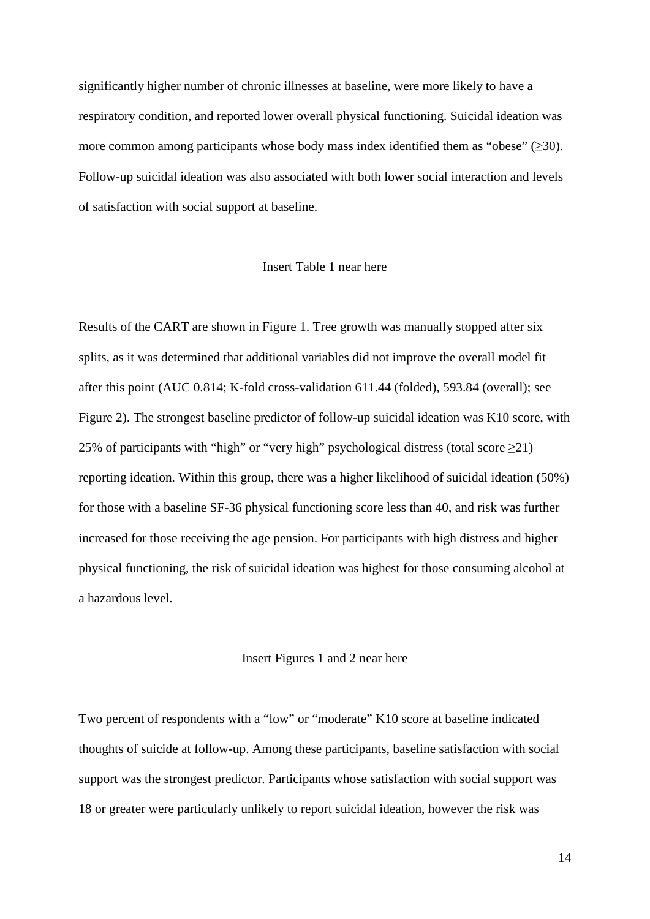significantly higher number of chronic illnesses at baseline, were more likely to have a respiratory condition, and reported lower overall physical functioning. Suicidal ideation was more common among participants whose body mass index identified them as "obese" ($\geq$30). Follow-up suicidal ideation was also associated with both lower social interaction and levels of satisfaction with social support at baseline.

Insert Table 1 near here

Results of the CART are shown in Figure 1. Tree growth was manually stopped after six splits, as it was determined that additional variables did not improve the overall model fit after this point (AUC 0.814; K-fold cross-validation 611.44 (folded), 593.84 (overall); see Figure 2). The strongest baseline predictor of follow-up suicidal ideation was K10 score, with 25% of participants with "high" or "very high" psychological distress (total score $\geq$21) reporting ideation. Within this group, there was a higher likelihood of suicidal ideation (50%) for those with a baseline SF-36 physical functioning score less than 40, and risk was further increased for those receiving the age pension. For participants with high distress and higher physical functioning, the risk of suicidal ideation was highest for those consuming alcohol at a hazardous level.

Insert Figures 1 and 2 near here

Two percent of respondents with a "low" or "moderate" K10 score at baseline indicated thoughts of suicide at follow-up. Among these participants, baseline satisfaction with social support was the strongest predictor. Participants whose satisfaction with social support was 18 or greater were particularly unlikely to report suicidal ideation, however the risk was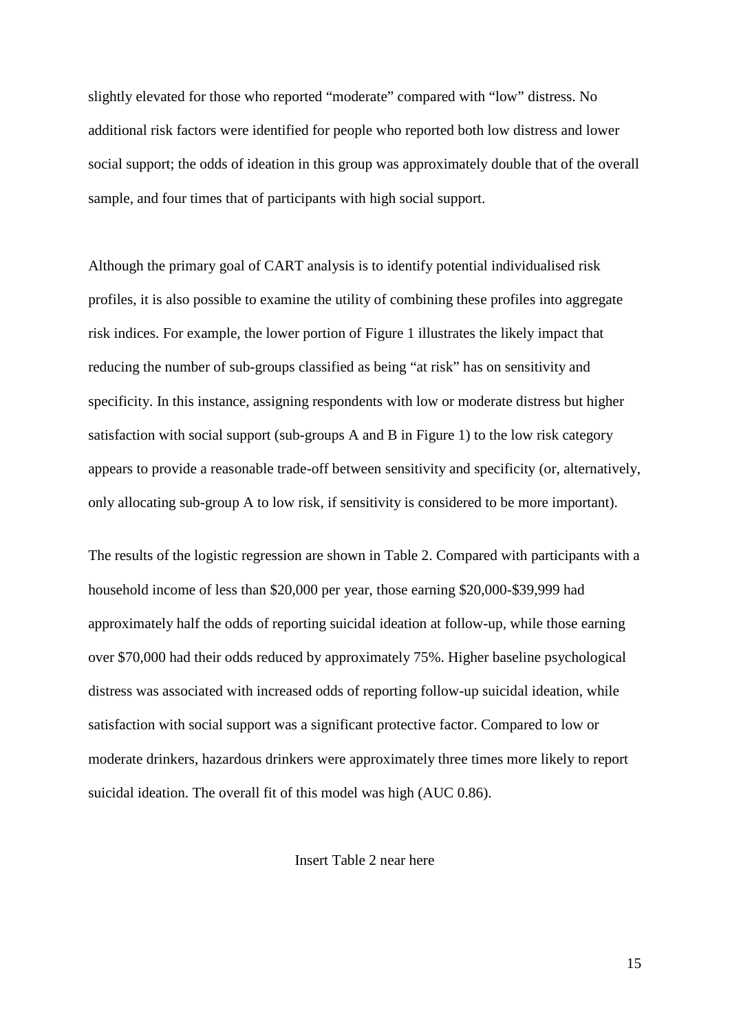slightly elevated for those who reported "moderate" compared with "low" distress. No additional risk factors were identified for people who reported both low distress and lower social support; the odds of ideation in this group was approximately double that of the overall sample, and four times that of participants with high social support.

Although the primary goal of CART analysis is to identify potential individualised risk profiles, it is also possible to examine the utility of combining these profiles into aggregate risk indices. For example, the lower portion of Figure 1 illustrates the likely impact that reducing the number of sub-groups classified as being "at risk" has on sensitivity and specificity. In this instance, assigning respondents with low or moderate distress but higher satisfaction with social support (sub-groups A and B in Figure 1) to the low risk category appears to provide a reasonable trade-off between sensitivity and specificity (or, alternatively, only allocating sub-group A to low risk, if sensitivity is considered to be more important).

The results of the logistic regression are shown in Table 2. Compared with participants with a household income of less than $20,000 per year, those earning $20,000-$39,999 had approximately half the odds of reporting suicidal ideation at follow-up, while those earning over $70,000 had their odds reduced by approximately 75%. Higher baseline psychological distress was associated with increased odds of reporting follow-up suicidal ideation, while satisfaction with social support was a significant protective factor. Compared to low or moderate drinkers, hazardous drinkers were approximately three times more likely to report suicidal ideation. The overall fit of this model was high (AUC 0.86).

Insert Table 2 near here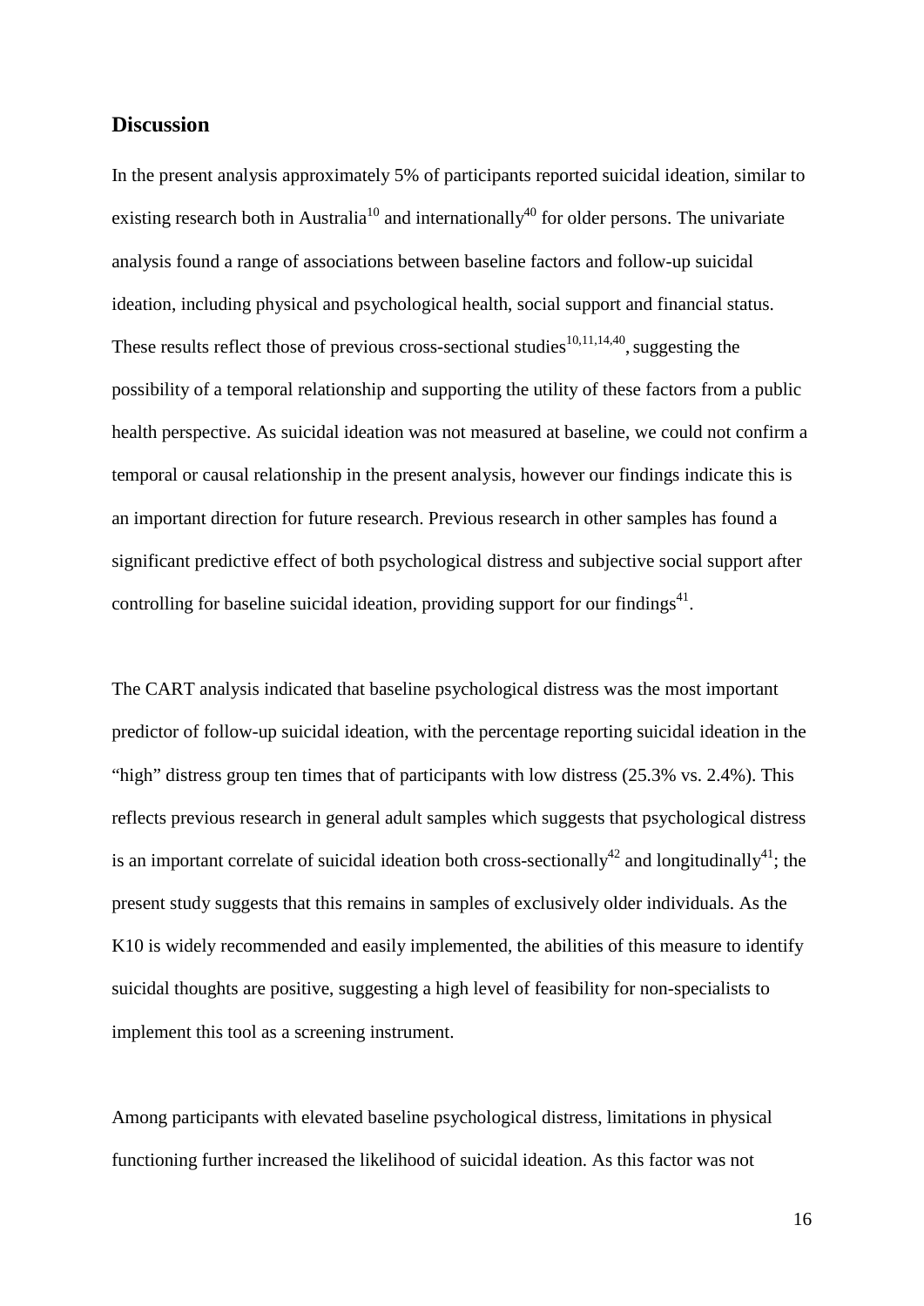## Discussion

In the present analysis approximately 5% of participants reported suicidal ideation, similar to existing research both in Australia[10] and internationally[40] for older persons. The univariate analysis found a range of associations between baseline factors and follow-up suicidal ideation, including physical and psychological health, social support and financial status. These results reflect those of previous cross-sectional studies[10,11,14,40], suggesting the possibility of a temporal relationship and supporting the utility of these factors from a public health perspective. As suicidal ideation was not measured at baseline, we could not confirm a temporal or causal relationship in the present analysis, however our findings indicate this is an important direction for future research. Previous research in other samples has found a significant predictive effect of both psychological distress and subjective social support after controlling for baseline suicidal ideation, providing support for our findings[41].

The CART analysis indicated that baseline psychological distress was the most important predictor of follow-up suicidal ideation, with the percentage reporting suicidal ideation in the "high" distress group ten times that of participants with low distress (25.3% vs. 2.4%). This reflects previous research in general adult samples which suggests that psychological distress is an important correlate of suicidal ideation both cross-sectionally[42] and longitudinally[41]; the present study suggests that this remains in samples of exclusively older individuals. As the K10 is widely recommended and easily implemented, the abilities of this measure to identify suicidal thoughts are positive, suggesting a high level of feasibility for non-specialists to implement this tool as a screening instrument.

Among participants with elevated baseline psychological distress, limitations in physical functioning further increased the likelihood of suicidal ideation. As this factor was not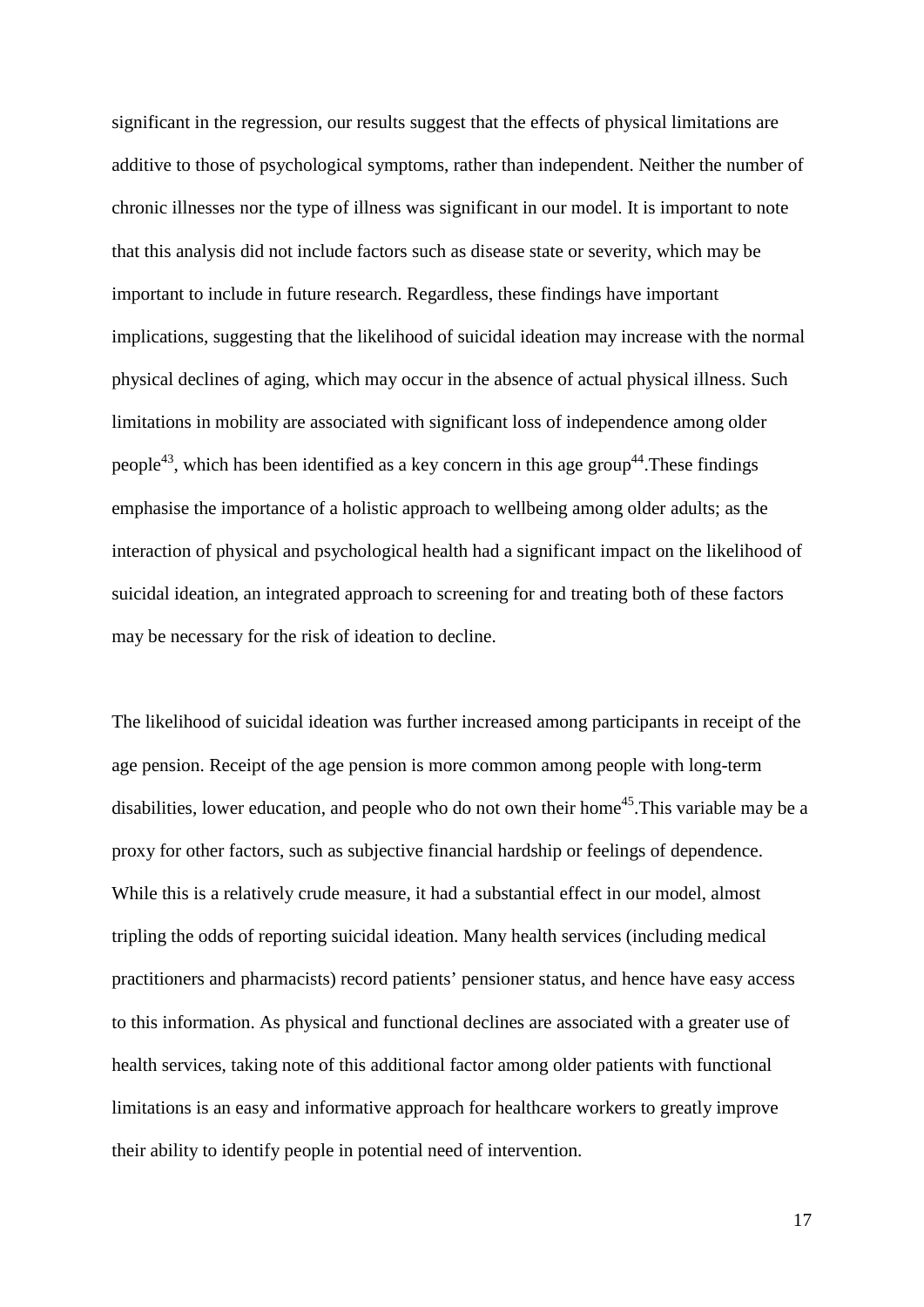significant in the regression, our results suggest that the effects of physical limitations are additive to those of psychological symptoms, rather than independent. Neither the number of chronic illnesses nor the type of illness was significant in our model. It is important to note that this analysis did not include factors such as disease state or severity, which may be important to include in future research. Regardless, these findings have important implications, suggesting that the likelihood of suicidal ideation may increase with the normal physical declines of aging, which may occur in the absence of actual physical illness. Such limitations in mobility are associated with significant loss of independence among older people[43], which has been identified as a key concern in this age group[44].These findings emphasise the importance of a holistic approach to wellbeing among older adults; as the interaction of physical and psychological health had a significant impact on the likelihood of suicidal ideation, an integrated approach to screening for and treating both of these factors may be necessary for the risk of ideation to decline.

The likelihood of suicidal ideation was further increased among participants in receipt of the age pension. Receipt of the age pension is more common among people with long-term disabilities, lower education, and people who do not own their home[45].This variable may be a proxy for other factors, such as subjective financial hardship or feelings of dependence. While this is a relatively crude measure, it had a substantial effect in our model, almost tripling the odds of reporting suicidal ideation. Many health services (including medical practitioners and pharmacists) record patients' pensioner status, and hence have easy access to this information. As physical and functional declines are associated with a greater use of health services, taking note of this additional factor among older patients with functional limitations is an easy and informative approach for healthcare workers to greatly improve their ability to identify people in potential need of intervention.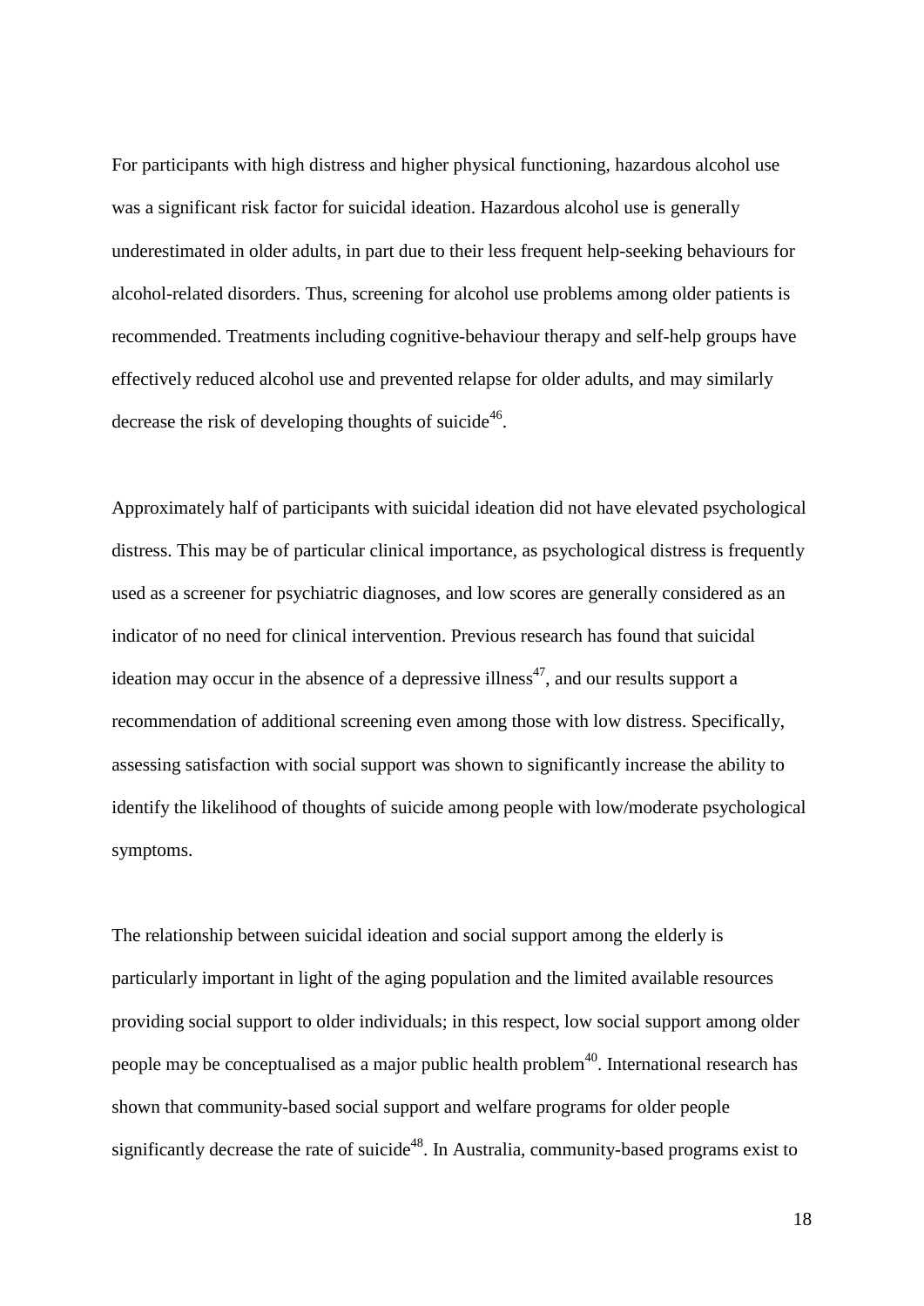For participants with high distress and higher physical functioning, hazardous alcohol use was a significant risk factor for suicidal ideation. Hazardous alcohol use is generally underestimated in older adults, in part due to their less frequent help-seeking behaviours for alcohol-related disorders. Thus, screening for alcohol use problems among older patients is recommended. Treatments including cognitive-behaviour therapy and self-help groups have effectively reduced alcohol use and prevented relapse for older adults, and may similarly decrease the risk of developing thoughts of suicide[46].

Approximately half of participants with suicidal ideation did not have elevated psychological distress. This may be of particular clinical importance, as psychological distress is frequently used as a screener for psychiatric diagnoses, and low scores are generally considered as an indicator of no need for clinical intervention. Previous research has found that suicidal ideation may occur in the absence of a depressive illness[47], and our results support a recommendation of additional screening even among those with low distress. Specifically, assessing satisfaction with social support was shown to significantly increase the ability to identify the likelihood of thoughts of suicide among people with low/moderate psychological symptoms.

The relationship between suicidal ideation and social support among the elderly is particularly important in light of the aging population and the limited available resources providing social support to older individuals; in this respect, low social support among older people may be conceptualised as a major public health problem[40]. International research has shown that community-based social support and welfare programs for older people significantly decrease the rate of suicide[48]. In Australia, community-based programs exist to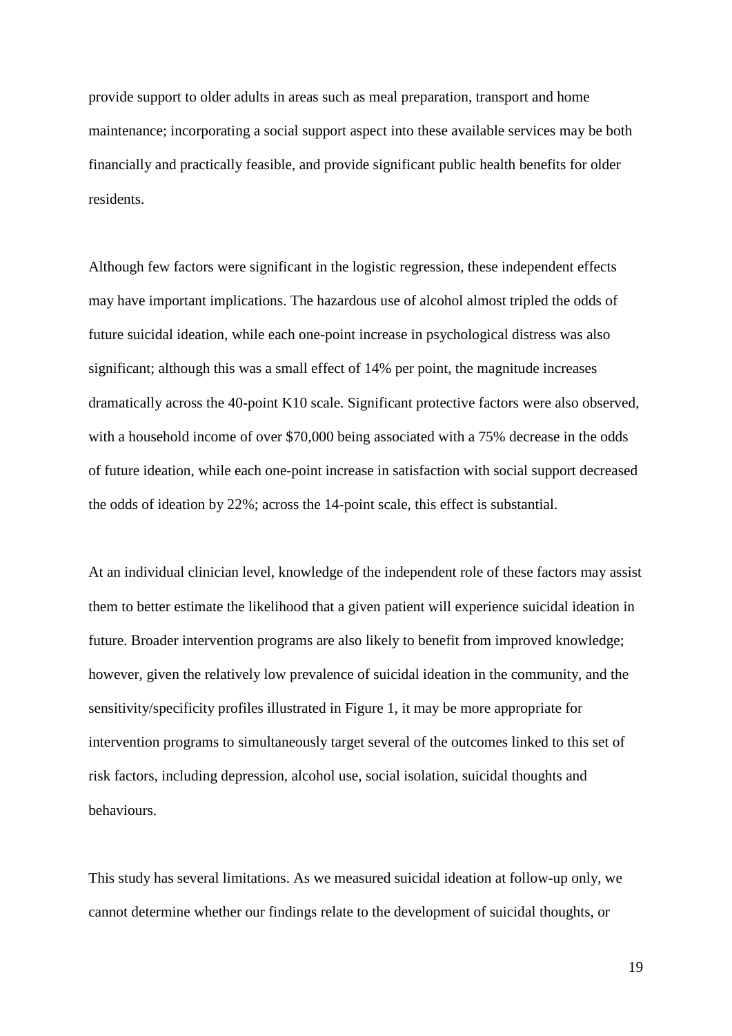provide support to older adults in areas such as meal preparation, transport and home maintenance; incorporating a social support aspect into these available services may be both financially and practically feasible, and provide significant public health benefits for older residents.

Although few factors were significant in the logistic regression, these independent effects may have important implications. The hazardous use of alcohol almost tripled the odds of future suicidal ideation, while each one-point increase in psychological distress was also significant; although this was a small effect of 14% per point, the magnitude increases dramatically across the 40-point K10 scale. Significant protective factors were also observed, with a household income of over $70,000 being associated with a 75% decrease in the odds of future ideation, while each one-point increase in satisfaction with social support decreased the odds of ideation by 22%; across the 14-point scale, this effect is substantial.

At an individual clinician level, knowledge of the independent role of these factors may assist them to better estimate the likelihood that a given patient will experience suicidal ideation in future. Broader intervention programs are also likely to benefit from improved knowledge; however, given the relatively low prevalence of suicidal ideation in the community, and the sensitivity/specificity profiles illustrated in Figure 1, it may be more appropriate for intervention programs to simultaneously target several of the outcomes linked to this set of risk factors, including depression, alcohol use, social isolation, suicidal thoughts and behaviours.

This study has several limitations. As we measured suicidal ideation at follow-up only, we cannot determine whether our findings relate to the development of suicidal thoughts, or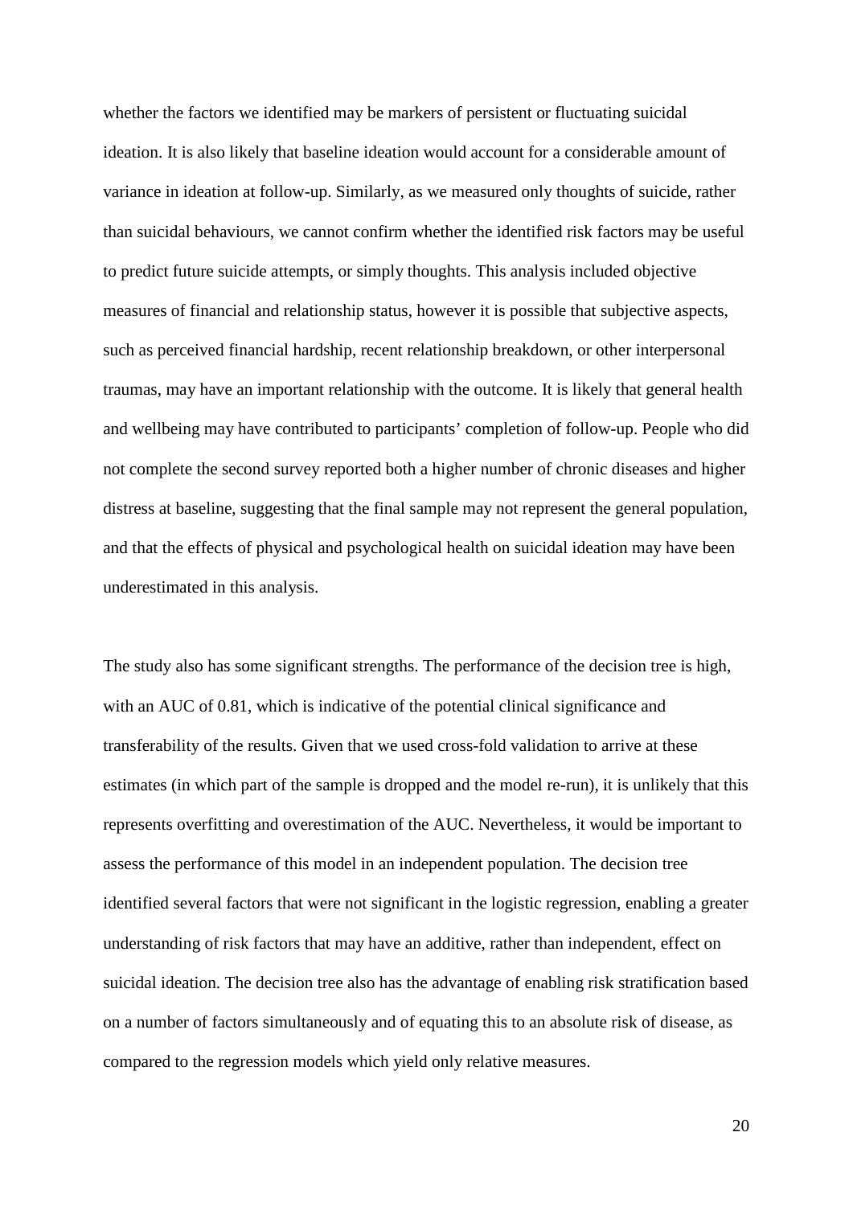whether the factors we identified may be markers of persistent or fluctuating suicidal ideation. It is also likely that baseline ideation would account for a considerable amount of variance in ideation at follow-up. Similarly, as we measured only thoughts of suicide, rather than suicidal behaviours, we cannot confirm whether the identified risk factors may be useful to predict future suicide attempts, or simply thoughts. This analysis included objective measures of financial and relationship status, however it is possible that subjective aspects, such as perceived financial hardship, recent relationship breakdown, or other interpersonal traumas, may have an important relationship with the outcome. It is likely that general health and wellbeing may have contributed to participants' completion of follow-up. People who did not complete the second survey reported both a higher number of chronic diseases and higher distress at baseline, suggesting that the final sample may not represent the general population, and that the effects of physical and psychological health on suicidal ideation may have been underestimated in this analysis.

The study also has some significant strengths. The performance of the decision tree is high, with an AUC of 0.81, which is indicative of the potential clinical significance and transferability of the results. Given that we used cross-fold validation to arrive at these estimates (in which part of the sample is dropped and the model re-run), it is unlikely that this represents overfitting and overestimation of the AUC. Nevertheless, it would be important to assess the performance of this model in an independent population. The decision tree identified several factors that were not significant in the logistic regression, enabling a greater understanding of risk factors that may have an additive, rather than independent, effect on suicidal ideation. The decision tree also has the advantage of enabling risk stratification based on a number of factors simultaneously and of equating this to an absolute risk of disease, as compared to the regression models which yield only relative measures.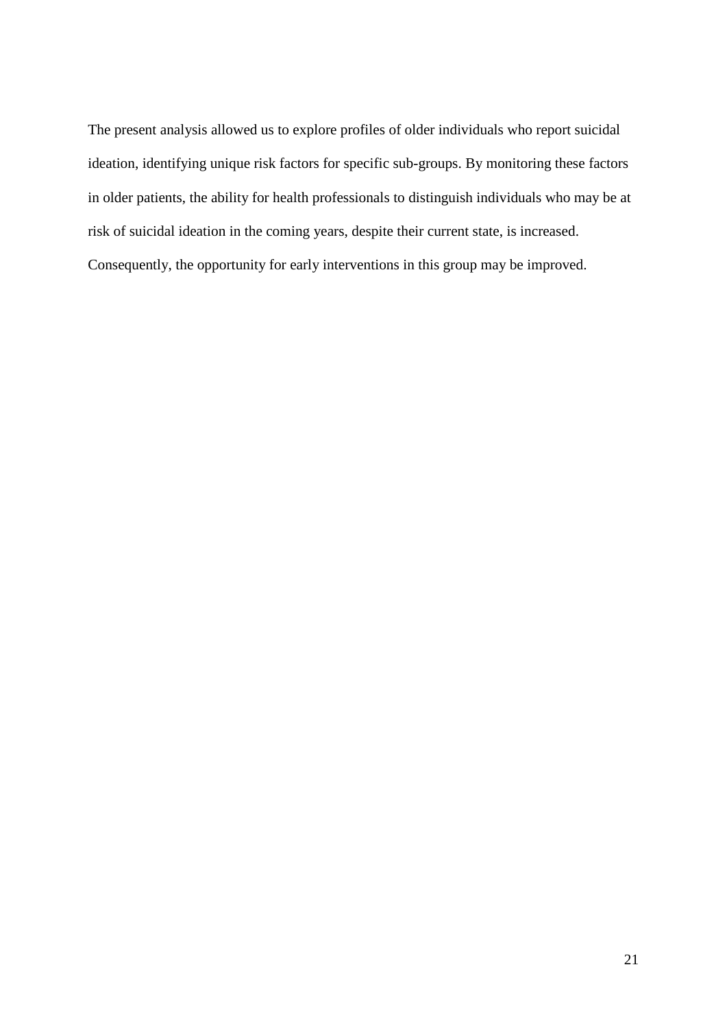The present analysis allowed us to explore profiles of older individuals who report suicidal ideation, identifying unique risk factors for specific sub-groups. By monitoring these factors in older patients, the ability for health professionals to distinguish individuals who may be at risk of suicidal ideation in the coming years, despite their current state, is increased. Consequently, the opportunity for early interventions in this group may be improved.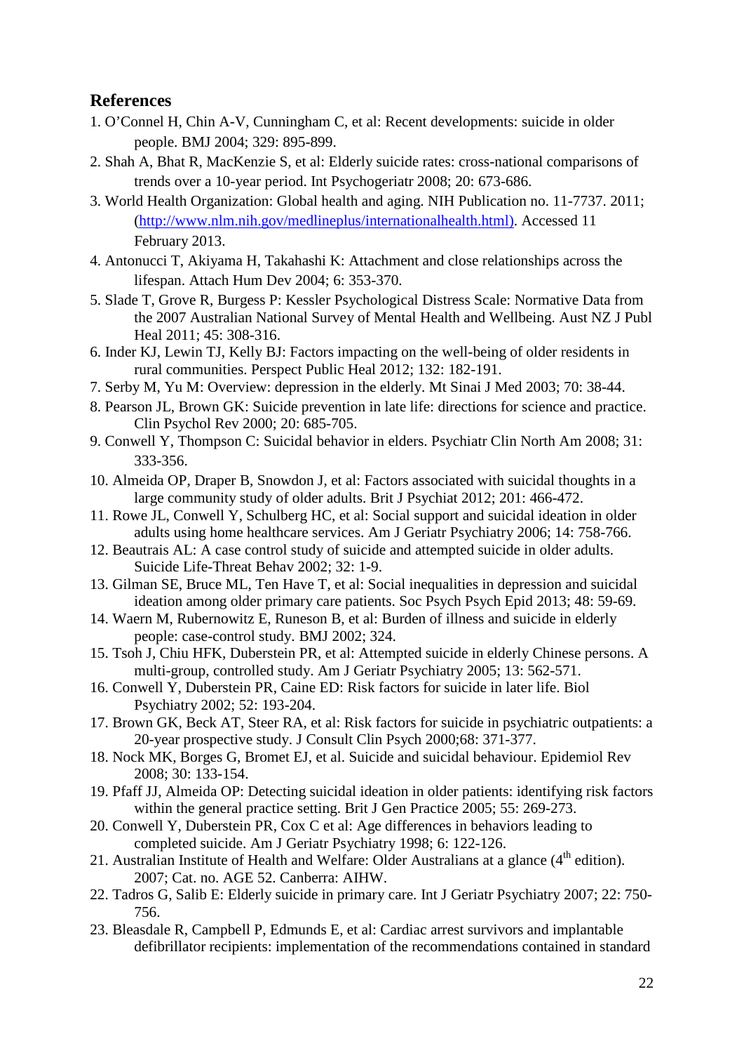## References

1. O'Connel H, Chin A-V, Cunningham C, et al: Recent developments: suicide in older people. BMJ 2004; 329: 895-899.
2. Shah A, Bhat R, MacKenzie S, et al: Elderly suicide rates: cross-national comparisons of trends over a 10-year period. Int Psychogeriatr 2008; 20: 673-686.
3. World Health Organization: Global health and aging. NIH Publication no. 11-7737. 2011; (http://www.nlm.nih.gov/medlineplus/internationalhealth.html). Accessed 11 February 2013.
4. Antonucci T, Akiyama H, Takahashi K: Attachment and close relationships across the lifespan. Attach Hum Dev 2004; 6: 353-370.
5. Slade T, Grove R, Burgess P: Kessler Psychological Distress Scale: Normative Data from the 2007 Australian National Survey of Mental Health and Wellbeing. Aust NZ J Publ Heal 2011; 45: 308-316.
6. Inder KJ, Lewin TJ, Kelly BJ: Factors impacting on the well-being of older residents in rural communities. Perspect Public Heal 2012; 132: 182-191.
7. Serby M, Yu M: Overview: depression in the elderly. Mt Sinai J Med 2003; 70: 38-44.
8. Pearson JL, Brown GK: Suicide prevention in late life: directions for science and practice. Clin Psychol Rev 2000; 20: 685-705.
9. Conwell Y, Thompson C: Suicidal behavior in elders. Psychiatr Clin North Am 2008; 31: 333-356.
10. Almeida OP, Draper B, Snowdon J, et al: Factors associated with suicidal thoughts in a large community study of older adults. Brit J Psychiat 2012; 201: 466-472.
11. Rowe JL, Conwell Y, Schulberg HC, et al: Social support and suicidal ideation in older adults using home healthcare services. Am J Geriatr Psychiatry 2006; 14: 758-766.
12. Beautrais AL: A case control study of suicide and attempted suicide in older adults. Suicide Life-Threat Behav 2002; 32: 1-9.
13. Gilman SE, Bruce ML, Ten Have T, et al: Social inequalities in depression and suicidal ideation among older primary care patients. Soc Psych Psych Epid 2013; 48: 59-69.
14. Waern M, Rubernowitz E, Runeson B, et al: Burden of illness and suicide in elderly people: case-control study. BMJ 2002; 324.
15. Tsoh J, Chiu HFK, Duberstein PR, et al: Attempted suicide in elderly Chinese persons. A multi-group, controlled study. Am J Geriatr Psychiatry 2005; 13: 562-571.
16. Conwell Y, Duberstein PR, Caine ED: Risk factors for suicide in later life. Biol Psychiatry 2002; 52: 193-204.
17. Brown GK, Beck AT, Steer RA, et al: Risk factors for suicide in psychiatric outpatients: a 20-year prospective study. J Consult Clin Psych 2000;68: 371-377.
18. Nock MK, Borges G, Bromet EJ, et al. Suicide and suicidal behaviour. Epidemiol Rev 2008; 30: 133-154.
19. Pfaff JJ, Almeida OP: Detecting suicidal ideation in older patients: identifying risk factors within the general practice setting. Brit J Gen Practice 2005; 55: 269-273.
20. Conwell Y, Duberstein PR, Cox C et al: Age differences in behaviors leading to completed suicide. Am J Geriatr Psychiatry 1998; 6: 122-126.
21. Australian Institute of Health and Welfare: Older Australians at a glance (4th edition). 2007; Cat. no. AGE 52. Canberra: AIHW.
22. Tadros G, Salib E: Elderly suicide in primary care. Int J Geriatr Psychiatry 2007; 22: 750-756.
23. Bleasdale R, Campbell P, Edmunds E, et al: Cardiac arrest survivors and implantable defibrillator recipients: implementation of the recommendations contained in standard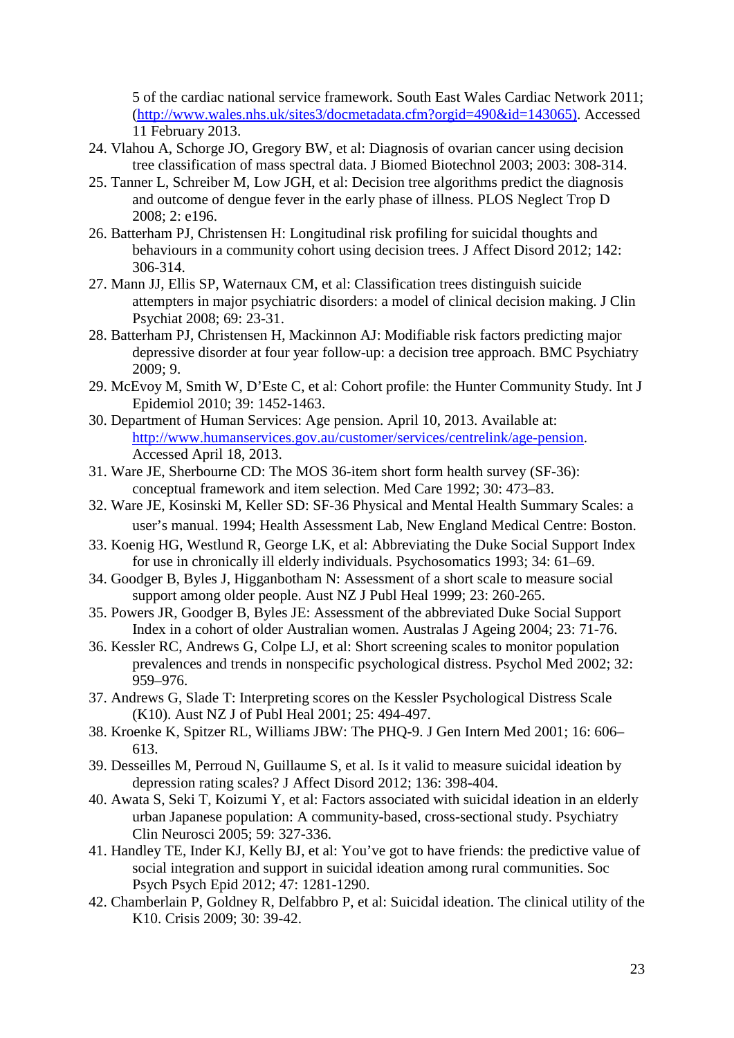5 of the cardiac national service framework. South East Wales Cardiac Network 2011; (http://www.wales.nhs.uk/sites3/docmetadata.cfm?orgid=490&id=143065). Accessed 11 February 2013.

24. Vlahou A, Schorge JO, Gregory BW, et al: Diagnosis of ovarian cancer using decision tree classification of mass spectral data. J Biomed Biotechnol 2003; 2003: 308-314.
25. Tanner L, Schreiber M, Low JGH, et al: Decision tree algorithms predict the diagnosis and outcome of dengue fever in the early phase of illness. PLOS Neglect Trop D 2008; 2: e196.
26. Batterham PJ, Christensen H: Longitudinal risk profiling for suicidal thoughts and behaviours in a community cohort using decision trees. J Affect Disord 2012; 142: 306-314.
27. Mann JJ, Ellis SP, Waternaux CM, et al: Classification trees distinguish suicide attempters in major psychiatric disorders: a model of clinical decision making. J Clin Psychiat 2008; 69: 23-31.
28. Batterham PJ, Christensen H, Mackinnon AJ: Modifiable risk factors predicting major depressive disorder at four year follow-up: a decision tree approach. BMC Psychiatry 2009; 9.
29. McEvoy M, Smith W, D'Este C, et al: Cohort profile: the Hunter Community Study. Int J Epidemiol 2010; 39: 1452-1463.
30. Department of Human Services: Age pension. April 10, 2013. Available at: http://www.humanservices.gov.au/customer/services/centrelink/age-pension. Accessed April 18, 2013.
31. Ware JE, Sherbourne CD: The MOS 36-item short form health survey (SF-36): conceptual framework and item selection. Med Care 1992; 30: 473–83.
32. Ware JE, Kosinski M, Keller SD: SF-36 Physical and Mental Health Summary Scales: a user's manual. 1994; Health Assessment Lab, New England Medical Centre: Boston.
33. Koenig HG, Westlund R, George LK, et al: Abbreviating the Duke Social Support Index for use in chronically ill elderly individuals. Psychosomatics 1993; 34: 61–69.
34. Goodger B, Byles J, Higganbotham N: Assessment of a short scale to measure social support among older people. Aust NZ J Publ Heal 1999; 23: 260-265.
35. Powers JR, Goodger B, Byles JE: Assessment of the abbreviated Duke Social Support Index in a cohort of older Australian women. Australas J Ageing 2004; 23: 71-76.
36. Kessler RC, Andrews G, Colpe LJ, et al: Short screening scales to monitor population prevalences and trends in nonspecific psychological distress. Psychol Med 2002; 32: 959–976.
37. Andrews G, Slade T: Interpreting scores on the Kessler Psychological Distress Scale (K10). Aust NZ J of Publ Heal 2001; 25: 494-497.
38. Kroenke K, Spitzer RL, Williams JBW: The PHQ-9. J Gen Intern Med 2001; 16: 606–613.
39. Desseilles M, Perroud N, Guillaume S, et al. Is it valid to measure suicidal ideation by depression rating scales? J Affect Disord 2012; 136: 398-404.
40. Awata S, Seki T, Koizumi Y, et al: Factors associated with suicidal ideation in an elderly urban Japanese population: A community-based, cross-sectional study. Psychiatry Clin Neurosci 2005; 59: 327-336.
41. Handley TE, Inder KJ, Kelly BJ, et al: You've got to have friends: the predictive value of social integration and support in suicidal ideation among rural communities. Soc Psych Psych Epid 2012; 47: 1281-1290.
42. Chamberlain P, Goldney R, Delfabbro P, et al: Suicidal ideation. The clinical utility of the K10. Crisis 2009; 30: 39-42.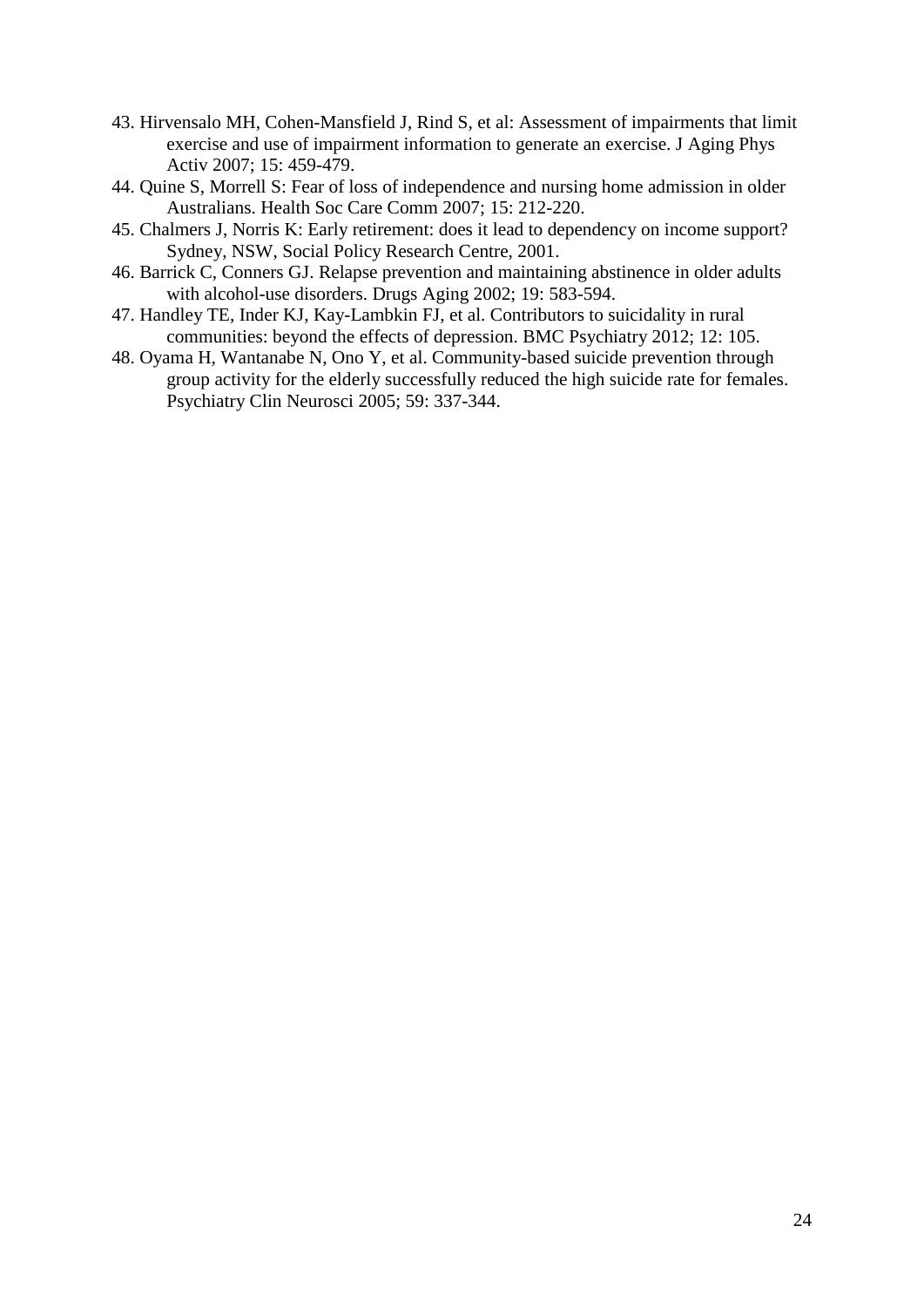43. Hirvensalo MH, Cohen-Mansfield J, Rind S, et al: Assessment of impairments that limit exercise and use of impairment information to generate an exercise. J Aging Phys Activ 2007; 15: 459-479.
44. Quine S, Morrell S: Fear of loss of independence and nursing home admission in older Australians. Health Soc Care Comm 2007; 15: 212-220.
45. Chalmers J, Norris K: Early retirement: does it lead to dependency on income support? Sydney, NSW, Social Policy Research Centre, 2001.
46. Barrick C, Conners GJ. Relapse prevention and maintaining abstinence in older adults with alcohol-use disorders. Drugs Aging 2002; 19: 583-594.
47. Handley TE, Inder KJ, Kay-Lambkin FJ, et al. Contributors to suicidality in rural communities: beyond the effects of depression. BMC Psychiatry 2012; 12: 105.
48. Oyama H, Wantanabe N, Ono Y, et al. Community-based suicide prevention through group activity for the elderly successfully reduced the high suicide rate for females. Psychiatry Clin Neurosci 2005; 59: 337-344.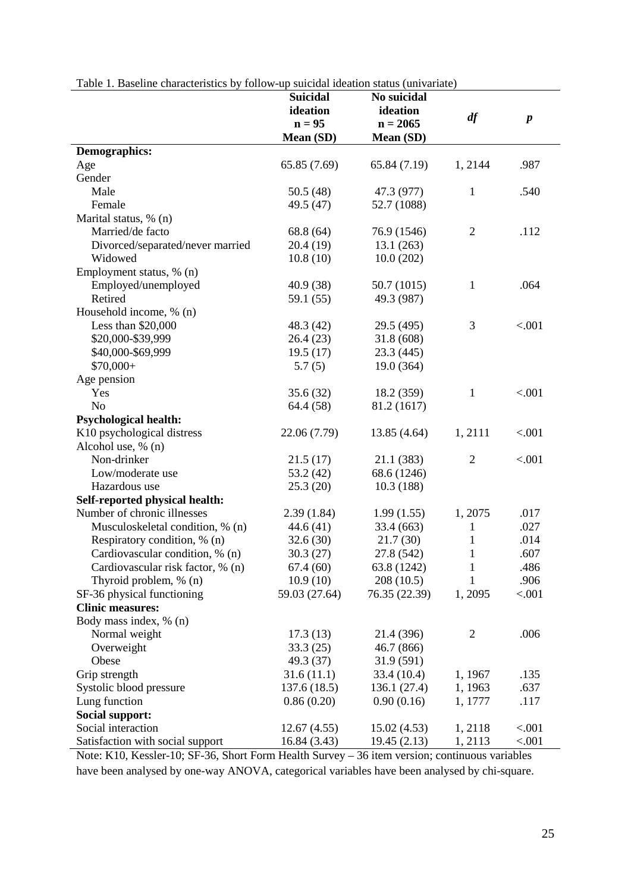Table 1. Baseline characteristics by follow-up suicidal ideation status (univariate)

| | Suicidal ideation n = 95 Mean (SD) | No suicidal ideation n = 2065 Mean (SD) | *df* | *p* |
|---|---|---|---|---|
| **Demographics:** | | | | |
| Age | 65.85 (7.69) | 65.84 (7.19) | 1, 2144 | .987 |
| Gender | | | | |
| Male | 50.5 (48) | 47.3 (977) | 1 | .540 |
| Female | 49.5 (47) | 52.7 (1088) | | |
| Marital status, % (n) | | | | |
| Married/de facto | 68.8 (64) | 76.9 (1546) | 2 | .112 |
| Divorced/separated/never married | 20.4 (19) | 13.1 (263) | | |
| Widowed | 10.8 (10) | 10.0 (202) | | |
| Employment status, % (n) | | | | |
| Employed/unemployed | 40.9 (38) | 50.7 (1015) | 1 | .064 |
| Retired | 59.1 (55) | 49.3 (987) | | |
| Household income, % (n) | | | | |
| Less than $20,000 | 48.3 (42) | 29.5 (495) | 3 | <.001 |
| $20,000-$39,999 | 26.4 (23) | 31.8 (608) | | |
| $40,000-$69,999 | 19.5 (17) | 23.3 (445) | | |
| $70,000+ | 5.7 (5) | 19.0 (364) | | |
| Age pension | | | | |
| Yes | 35.6 (32) | 18.2 (359) | 1 | <.001 |
| No | 64.4 (58) | 81.2 (1617) | | |
| **Psychological health:** | | | | |
| K10 psychological distress | 22.06 (7.79) | 13.85 (4.64) | 1, 2111 | <.001 |
| Alcohol use, % (n) | | | | |
| Non-drinker | 21.5 (17) | 21.1 (383) | 2 | <.001 |
| Low/moderate use | 53.2 (42) | 68.6 (1246) | | |
| Hazardous use | 25.3 (20) | 10.3 (188) | | |
| **Self-reported physical health:** | | | | |
| Number of chronic illnesses | 2.39 (1.84) | 1.99 (1.55) | 1, 2075 | .017 |
| Musculoskeletal condition, % (n) | 44.6 (41) | 33.4 (663) | 1 | .027 |
| Respiratory condition, % (n) | 32.6 (30) | 21.7 (30) | 1 | .014 |
| Cardiovascular condition, % (n) | 30.3 (27) | 27.8 (542) | 1 | .607 |
| Cardiovascular risk factor, % (n) | 67.4 (60) | 63.8 (1242) | 1 | .486 |
| Thyroid problem, % (n) | 10.9 (10) | 208 (10.5) | 1 | .906 |
| SF-36 physical functioning | 59.03 (27.64) | 76.35 (22.39) | 1, 2095 | <.001 |
| **Clinic measures:** | | | | |
| Body mass index, % (n) | | | | |
| Normal weight | 17.3 (13) | 21.4 (396) | 2 | .006 |
| Overweight | 33.3 (25) | 46.7 (866) | | |
| Obese | 49.3 (37) | 31.9 (591) | | |
| Grip strength | 31.6 (11.1) | 33.4 (10.4) | 1, 1967 | .135 |
| Systolic blood pressure | 137.6 (18.5) | 136.1 (27.4) | 1, 1963 | .637 |
| Lung function | 0.86 (0.20) | 0.90 (0.16) | 1, 1777 | .117 |
| **Social support:** | | | | |
| Social interaction | 12.67 (4.55) | 15.02 (4.53) | 1, 2118 | <.001 |
| Satisfaction with social support | 16.84 (3.43) | 19.45 (2.13) | 1, 2113 | <.001 |

Note: K10, Kessler-10; SF-36, Short Form Health Survey – 36 item version; continuous variables have been analysed by one-way ANOVA, categorical variables have been analysed by chi-square.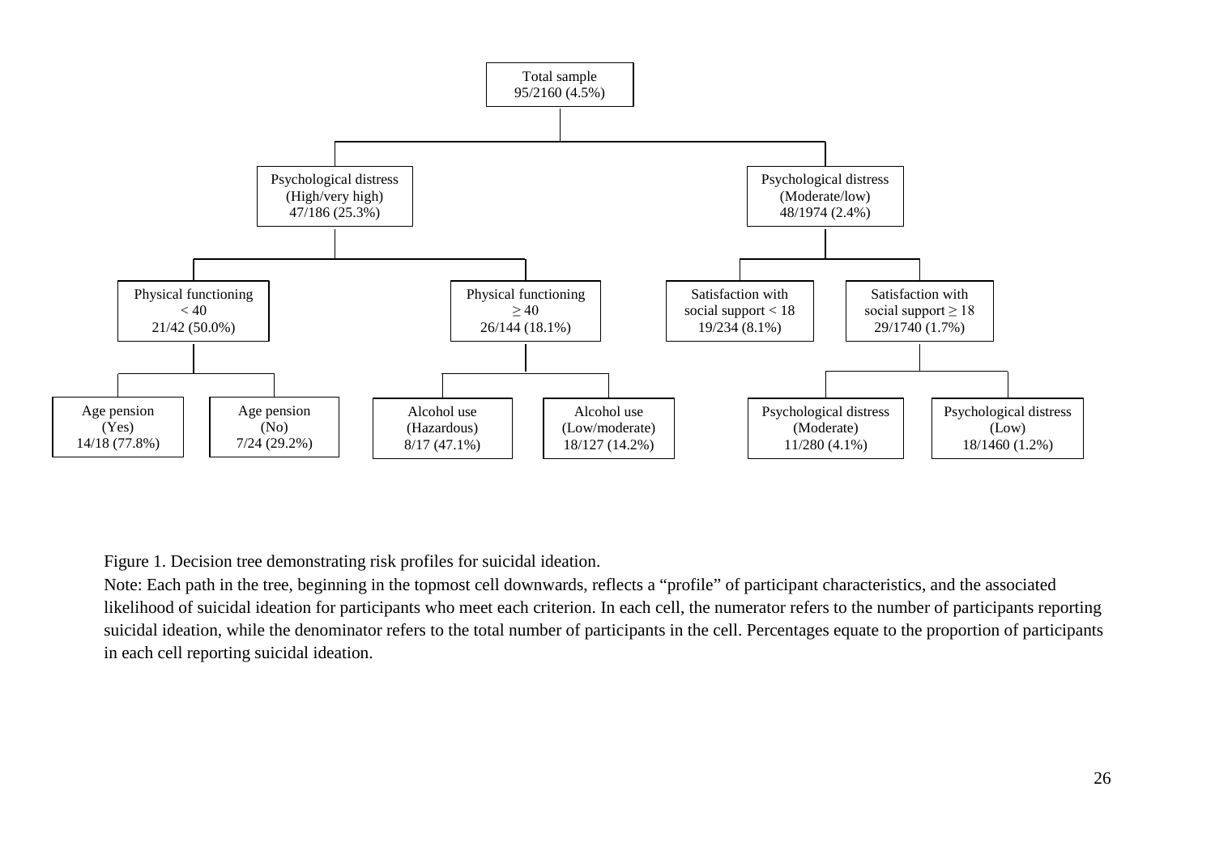- Total sample 95/2160 (4.5%)
  - Psychological distress (High/very high) 47/186 (25.3%)
    - Physical functioning < 40 21/42 (50.0%)
      - Age pension (Yes) 14/18 (77.8%)
      - Age pension (No) 7/24 (29.2%)
    - Physical functioning ≥ 40 26/144 (18.1%)
      - Alcohol use (Hazardous) 8/17 (47.1%)
      - Alcohol use (Low/moderate) 18/127 (14.2%)
  - Psychological distress (Moderate/low) 48/1974 (2.4%)
    - Satisfaction with social support < 18 19/234 (8.1%)
    - Satisfaction with social support ≥ 18 29/1740 (1.7%)
      - Psychological distress (Moderate) 11/280 (4.1%)
      - Psychological distress (Low) 18/1460 (1.2%)

Figure 1. Decision tree demonstrating risk profiles for suicidal ideation.

Note: Each path in the tree, beginning in the topmost cell downwards, reflects a "profile" of participant characteristics, and the associated likelihood of suicidal ideation for participants who meet each criterion. In each cell, the numerator refers to the number of participants reporting suicidal ideation, while the denominator refers to the total number of participants in the cell. Percentages equate to the proportion of participants in each cell reporting suicidal ideation.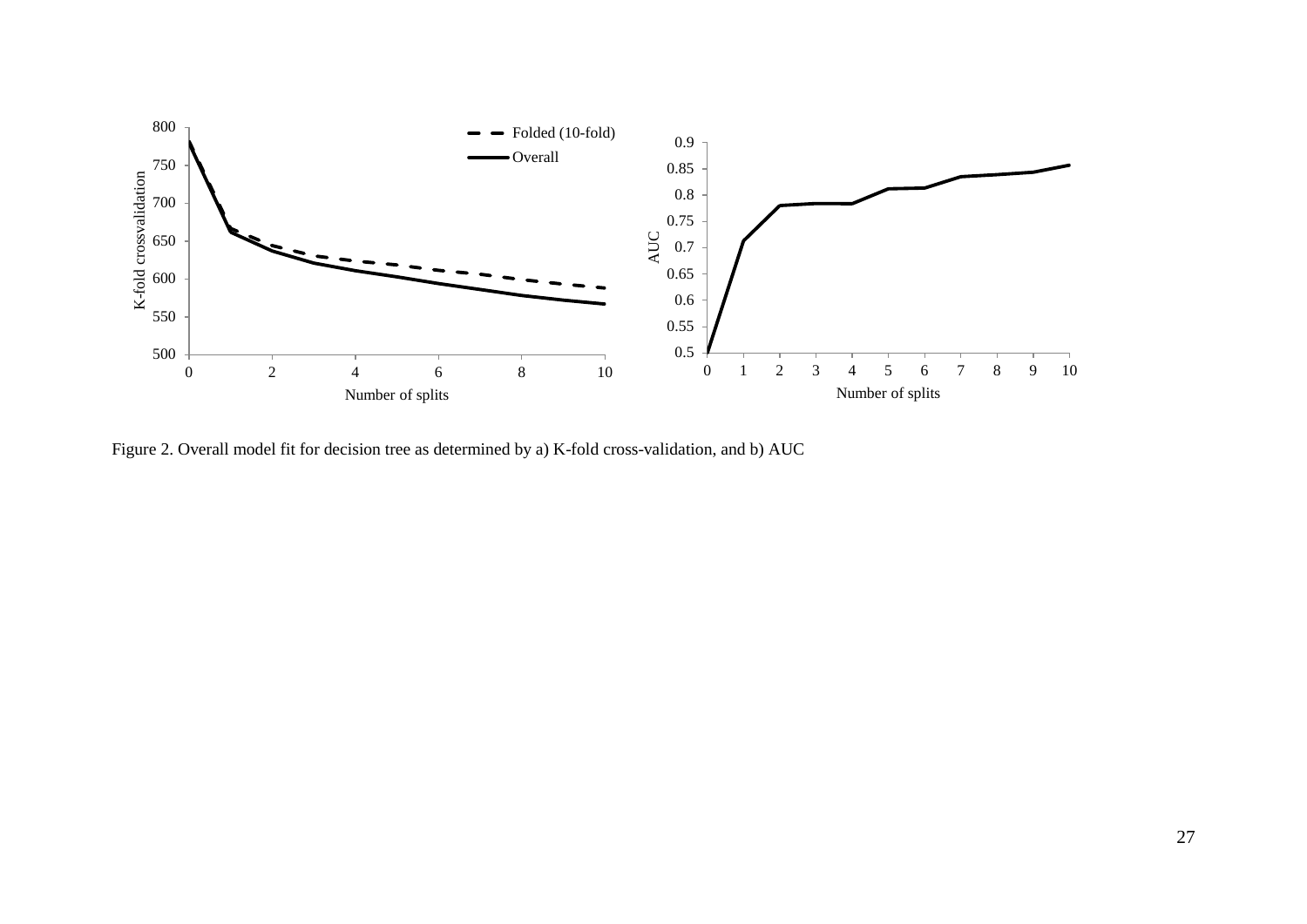Figure 2. Overall model fit for decision tree as determined by a) K-fold cross-validation, and b) AUC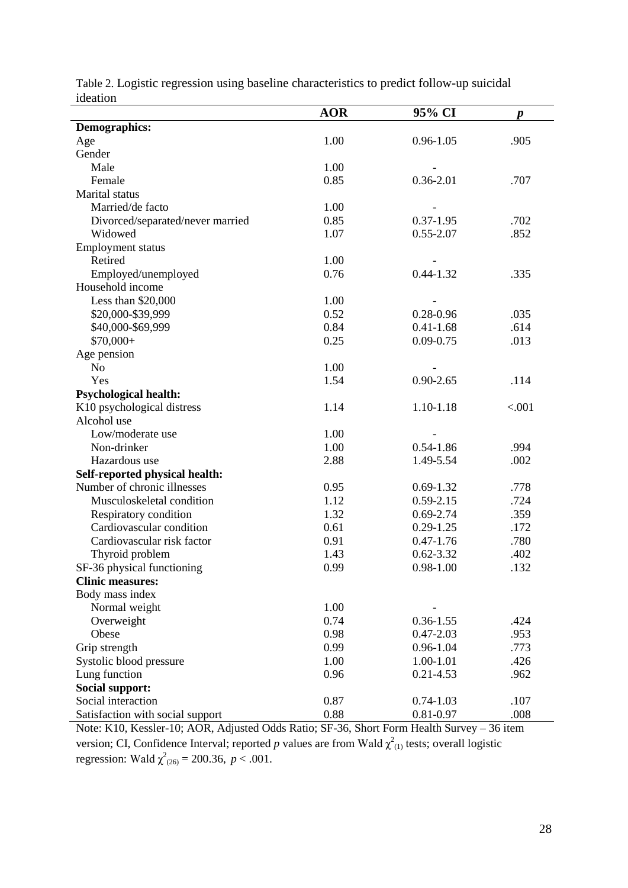Table 2. Logistic regression using baseline characteristics to predict follow-up suicidal ideation

| | AOR | 95% CI | *p* |
|---|---|---|---|
| **Demographics:** | | | |
| Age | 1.00 | 0.96-1.05 | .905 |
| Gender | | | |
| Male | 1.00 | - | |
| Female | 0.85 | 0.36-2.01 | .707 |
| Marital status | | | |
| Married/de facto | 1.00 | - | |
| Divorced/separated/never married | 0.85 | 0.37-1.95 | .702 |
| Widowed | 1.07 | 0.55-2.07 | .852 |
| Employment status | | | |
| Retired | 1.00 | - | |
| Employed/unemployed | 0.76 | 0.44-1.32 | .335 |
| Household income | | | |
| Less than $20,000 | 1.00 | - | |
| $20,000-$39,999 | 0.52 | 0.28-0.96 | .035 |
| $40,000-$69,999 | 0.84 | 0.41-1.68 | .614 |
| $70,000+ | 0.25 | 0.09-0.75 | .013 |
| Age pension | | | |
| No | 1.00 | - | |
| Yes | 1.54 | 0.90-2.65 | .114 |
| **Psychological health:** | | | |
| K10 psychological distress | 1.14 | 1.10-1.18 | <.001 |
| Alcohol use | | | |
| Low/moderate use | 1.00 | - | |
| Non-drinker | 1.00 | 0.54-1.86 | .994 |
| Hazardous use | 2.88 | 1.49-5.54 | .002 |
| **Self-reported physical health:** | | | |
| Number of chronic illnesses | 0.95 | 0.69-1.32 | .778 |
| Musculoskeletal condition | 1.12 | 0.59-2.15 | .724 |
| Respiratory condition | 1.32 | 0.69-2.74 | .359 |
| Cardiovascular condition | 0.61 | 0.29-1.25 | .172 |
| Cardiovascular risk factor | 0.91 | 0.47-1.76 | .780 |
| Thyroid problem | 1.43 | 0.62-3.32 | .402 |
| SF-36 physical functioning | 0.99 | 0.98-1.00 | .132 |
| **Clinic measures:** | | | |
| Body mass index | | | |
| Normal weight | 1.00 | - | |
| Overweight | 0.74 | 0.36-1.55 | .424 |
| Obese | 0.98 | 0.47-2.03 | .953 |
| Grip strength | 0.99 | 0.96-1.04 | .773 |
| Systolic blood pressure | 1.00 | 1.00-1.01 | .426 |
| Lung function | 0.96 | 0.21-4.53 | .962 |
| **Social support:** | | | |
| Social interaction | 0.87 | 0.74-1.03 | .107 |
| Satisfaction with social support | 0.88 | 0.81-0.97 | .008 |

Note: K10, Kessler-10; AOR, Adjusted Odds Ratio; SF-36, Short Form Health Survey – 36 item version; CI, Confidence Interval; reported *p* values are from Wald $\chi^2_{(1)}$ tests; overall logistic regression: Wald $\chi^2_{(26)} = 200.36$, $p < .001$.